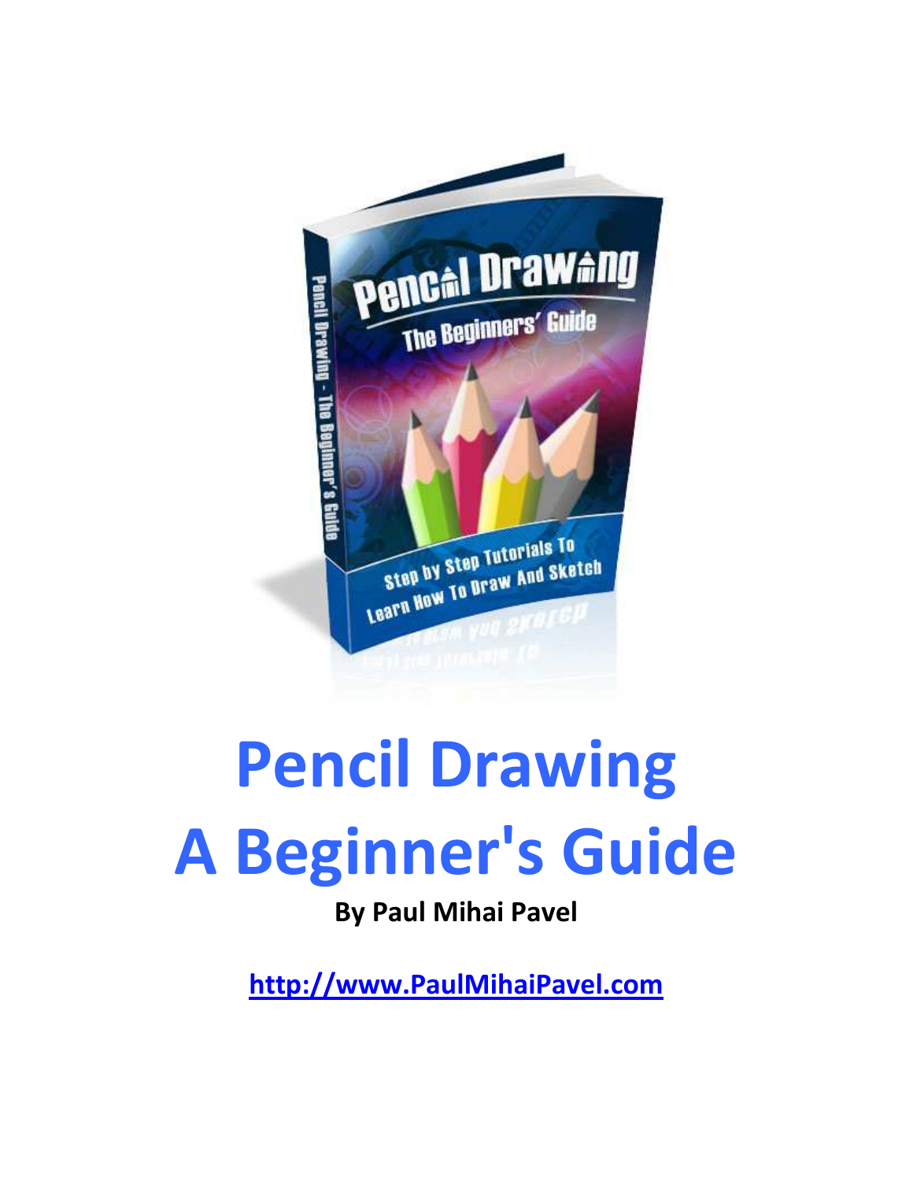# Pencil Drawing
# A Beginner's Guide

**By Paul Mihai Pavel**

http://www.PaulMihaiPavel.com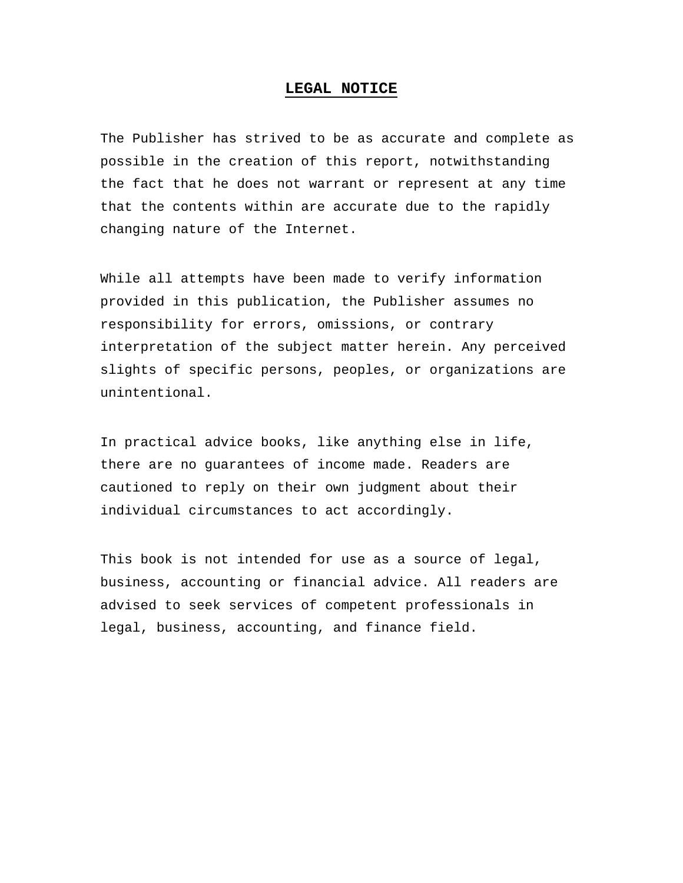# LEGAL NOTICE

The Publisher has strived to be as accurate and complete as possible in the creation of this report, notwithstanding the fact that he does not warrant or represent at any time that the contents within are accurate due to the rapidly changing nature of the Internet.

While all attempts have been made to verify information provided in this publication, the Publisher assumes no responsibility for errors, omissions, or contrary interpretation of the subject matter herein. Any perceived slights of specific persons, peoples, or organizations are unintentional.

In practical advice books, like anything else in life, there are no guarantees of income made. Readers are cautioned to reply on their own judgment about their individual circumstances to act accordingly.

This book is not intended for use as a source of legal, business, accounting or financial advice. All readers are advised to seek services of competent professionals in legal, business, accounting, and finance field.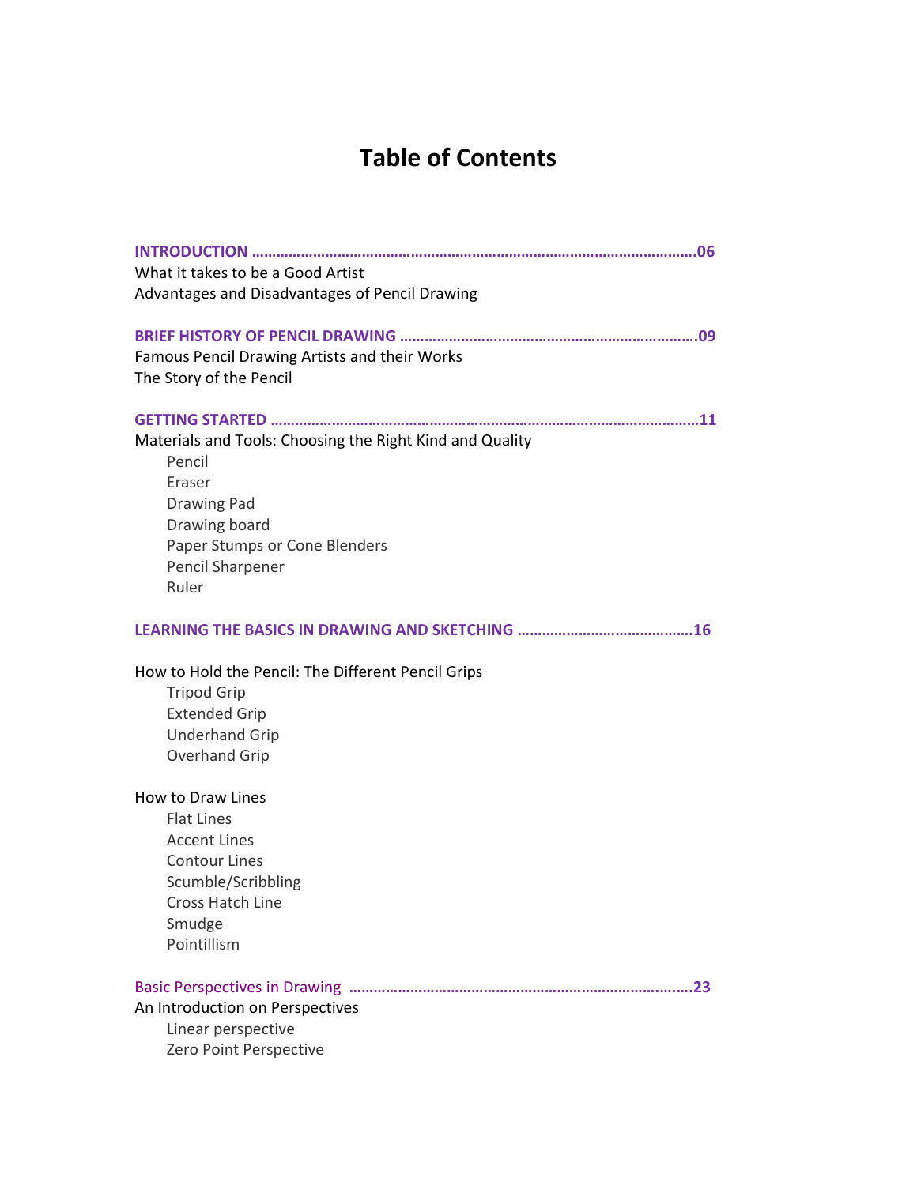# Table of Contents

**INTRODUCTION ………………………………………………………………………………………………….06**

What it takes to be a Good Artist

Advantages and Disadvantages of Pencil Drawing

**BRIEF HISTORY OF PENCIL DRAWING ……………………………………………………………….09**

Famous Pencil Drawing Artists and their Works

The Story of the Pencil

**GETTING STARTED ……………………………………………………………………………………………11**

Materials and Tools: Choosing the Right Kind and Quality

- Pencil
- Eraser
- Drawing Pad
- Drawing board
- Paper Stumps or Cone Blenders
- Pencil Sharpener
- Ruler

**LEARNING THE BASICS IN DRAWING AND SKETCHING ……………………………………16**

How to Hold the Pencil: The Different Pencil Grips

- Tripod Grip
- Extended Grip
- Underhand Grip
- Overhand Grip

How to Draw Lines

- Flat Lines
- Accent Lines
- Contour Lines
- Scumble/Scribbling
- Cross Hatch Line
- Smudge
- Pointillism

Basic Perspectives in Drawing ……………………………………………………………………….23

An Introduction on Perspectives

- Linear perspective
- Zero Point Perspective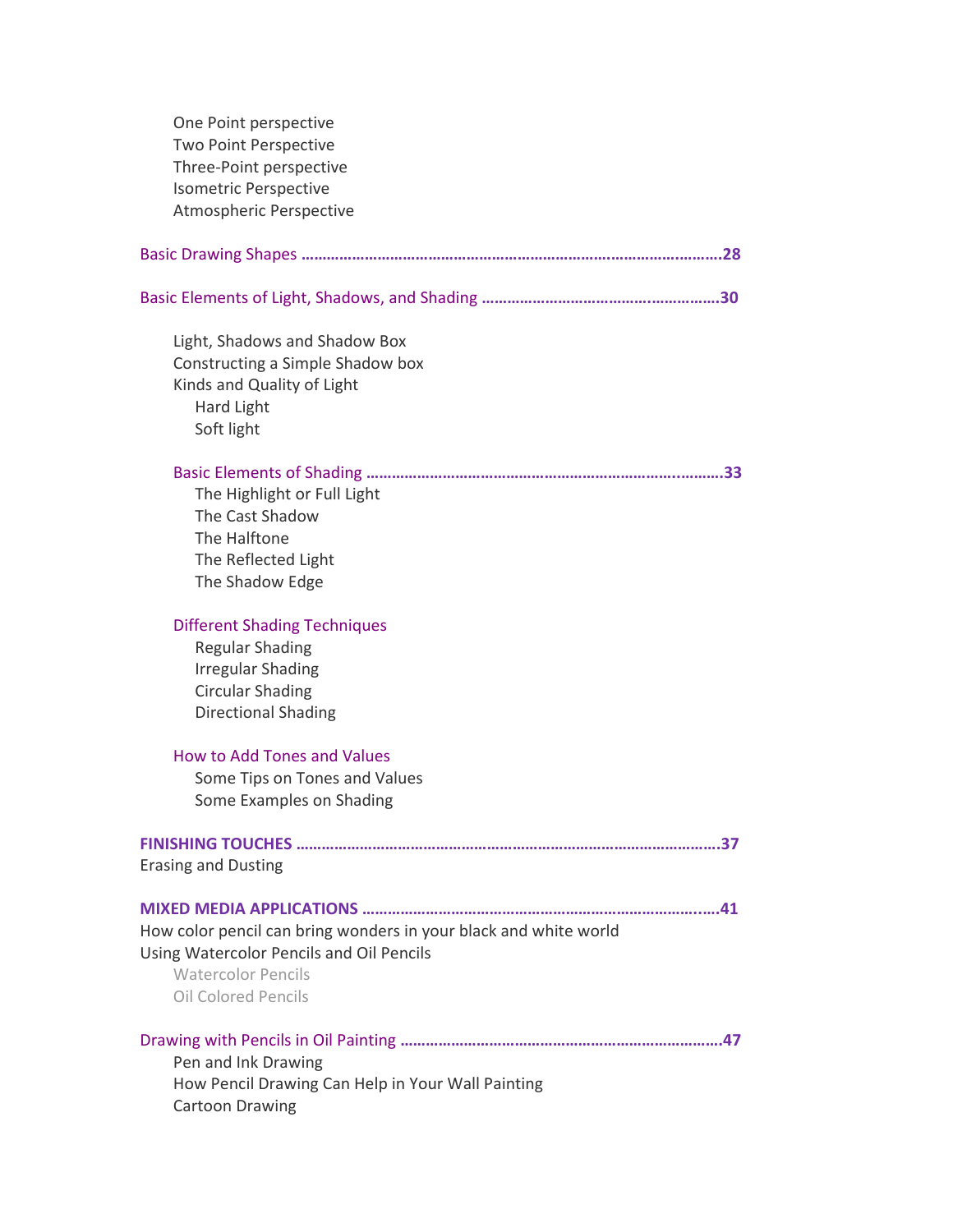One Point perspective
Two Point Perspective
Three-Point perspective
Isometric Perspective
Atmospheric Perspective

Basic Drawing Shapes ……………………………………………………………………………………………28

Basic Elements of Light, Shadows, and Shading ………………………………………………30

Light, Shadows and Shadow Box
Constructing a Simple Shadow box
Kinds and Quality of Light
Hard Light
Soft light

Basic Elements of Shading …………………………………………………………………………33
The Highlight or Full Light
The Cast Shadow
The Halftone
The Reflected Light
The Shadow Edge

Different Shading Techniques
Regular Shading
Irregular Shading
Circular Shading
Directional Shading

How to Add Tones and Values
Some Tips on Tones and Values
Some Examples on Shading

**FINISHING TOUCHES ……………………………………………………………………………………37**
Erasing and Dusting

**MIXED MEDIA APPLICATIONS ………………………………………………………………………41**
How color pencil can bring wonders in your black and white world
Using Watercolor Pencils and Oil Pencils
Watercolor Pencils
Oil Colored Pencils

Drawing with Pencils in Oil Painting ………………………………………………………………47
Pen and Ink Drawing
How Pencil Drawing Can Help in Your Wall Painting
Cartoon Drawing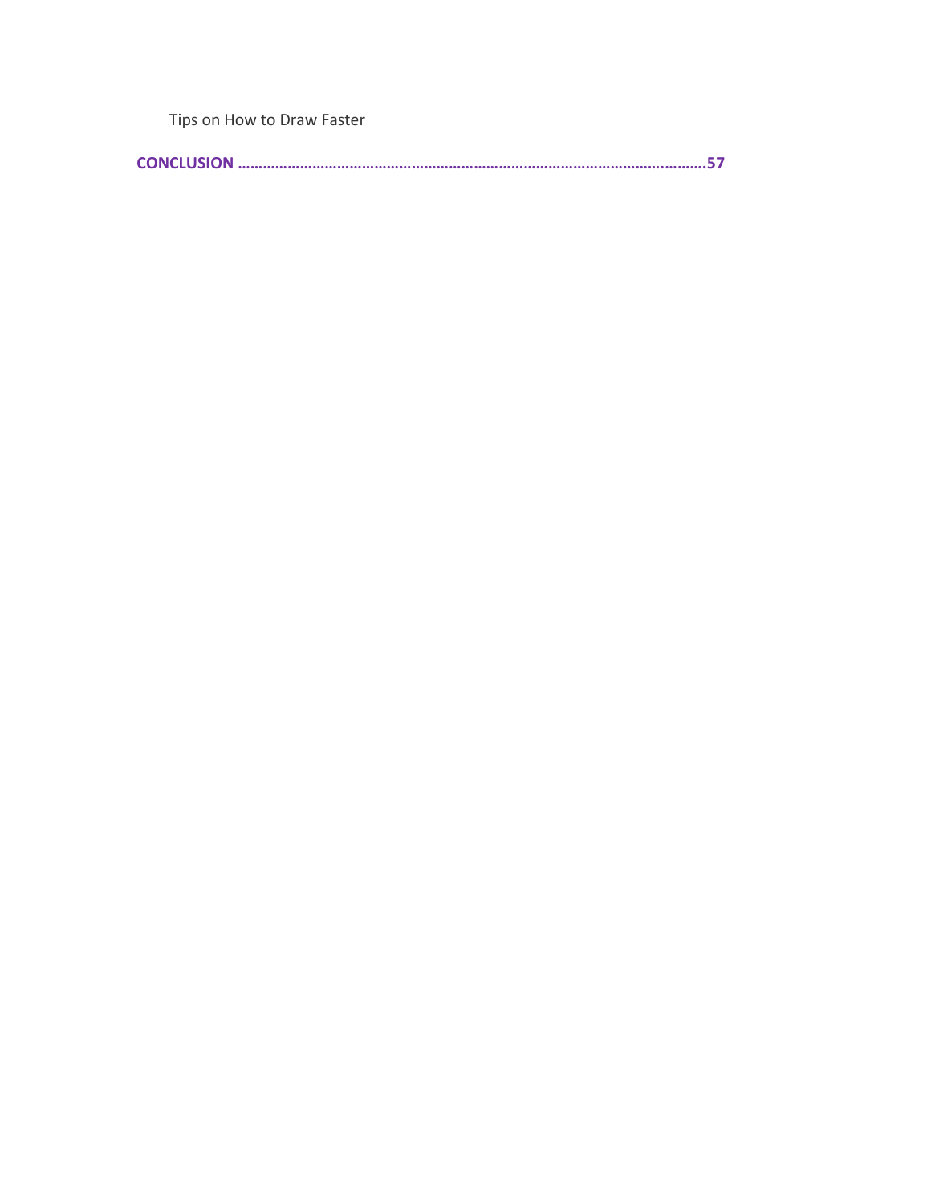Tips on How to Draw Faster

**CONCLUSION ……………………………………………………………………………………………………….57**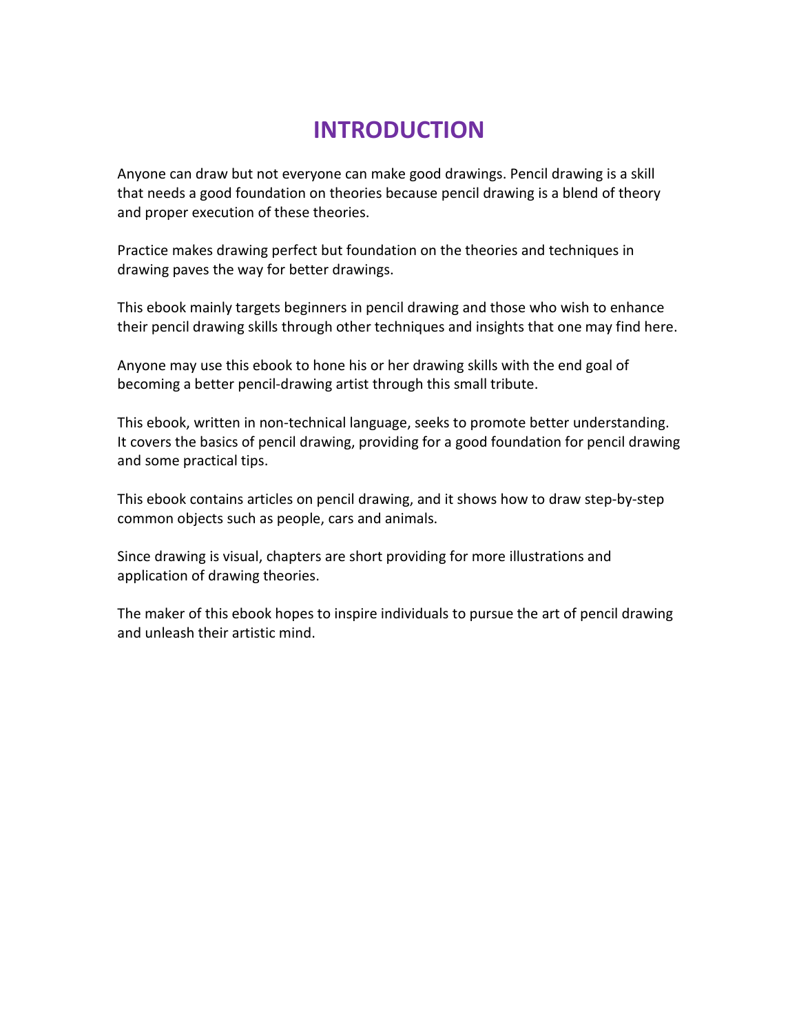# INTRODUCTION

Anyone can draw but not everyone can make good drawings. Pencil drawing is a skill that needs a good foundation on theories because pencil drawing is a blend of theory and proper execution of these theories.

Practice makes drawing perfect but foundation on the theories and techniques in drawing paves the way for better drawings.

This ebook mainly targets beginners in pencil drawing and those who wish to enhance their pencil drawing skills through other techniques and insights that one may find here.

Anyone may use this ebook to hone his or her drawing skills with the end goal of becoming a better pencil-drawing artist through this small tribute.

This ebook, written in non-technical language, seeks to promote better understanding. It covers the basics of pencil drawing, providing for a good foundation for pencil drawing and some practical tips.

This ebook contains articles on pencil drawing, and it shows how to draw step-by-step common objects such as people, cars and animals.

Since drawing is visual, chapters are short providing for more illustrations and application of drawing theories.

The maker of this ebook hopes to inspire individuals to pursue the art of pencil drawing and unleash their artistic mind.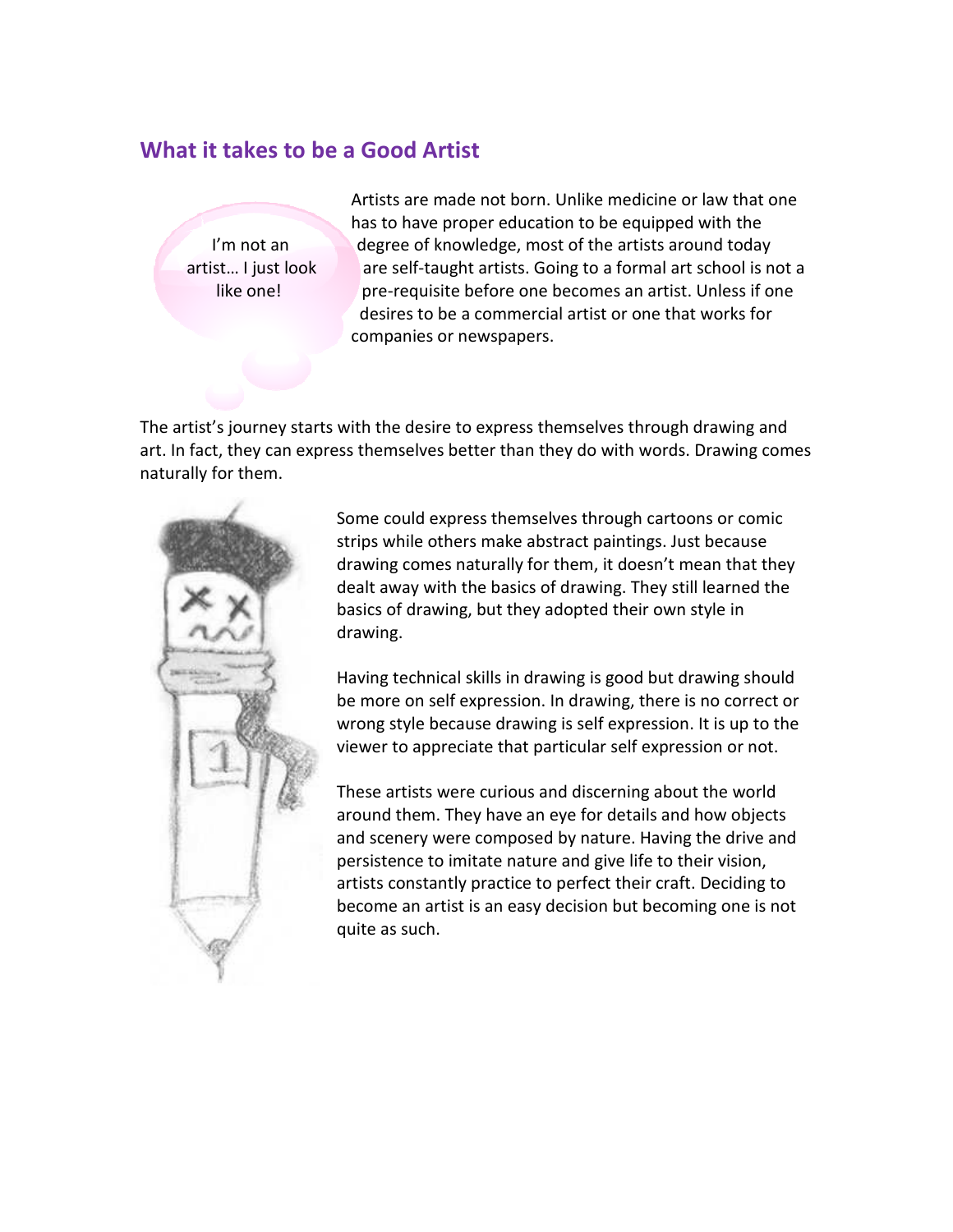## What it takes to be a Good Artist

I'm not an artist… I just look like one!

Artists are made not born. Unlike medicine or law that one has to have proper education to be equipped with the degree of knowledge, most of the artists around today are self-taught artists. Going to a formal art school is not a pre-requisite before one becomes an artist. Unless if one desires to be a commercial artist or one that works for companies or newspapers.

The artist's journey starts with the desire to express themselves through drawing and art. In fact, they can express themselves better than they do with words. Drawing comes naturally for them.

Some could express themselves through cartoons or comic strips while others make abstract paintings. Just because drawing comes naturally for them, it doesn't mean that they dealt away with the basics of drawing. They still learned the basics of drawing, but they adopted their own style in drawing.

Having technical skills in drawing is good but drawing should be more on self expression. In drawing, there is no correct or wrong style because drawing is self expression. It is up to the viewer to appreciate that particular self expression or not.

These artists were curious and discerning about the world around them. They have an eye for details and how objects and scenery were composed by nature. Having the drive and persistence to imitate nature and give life to their vision, artists constantly practice to perfect their craft. Deciding to become an artist is an easy decision but becoming one is not quite as such.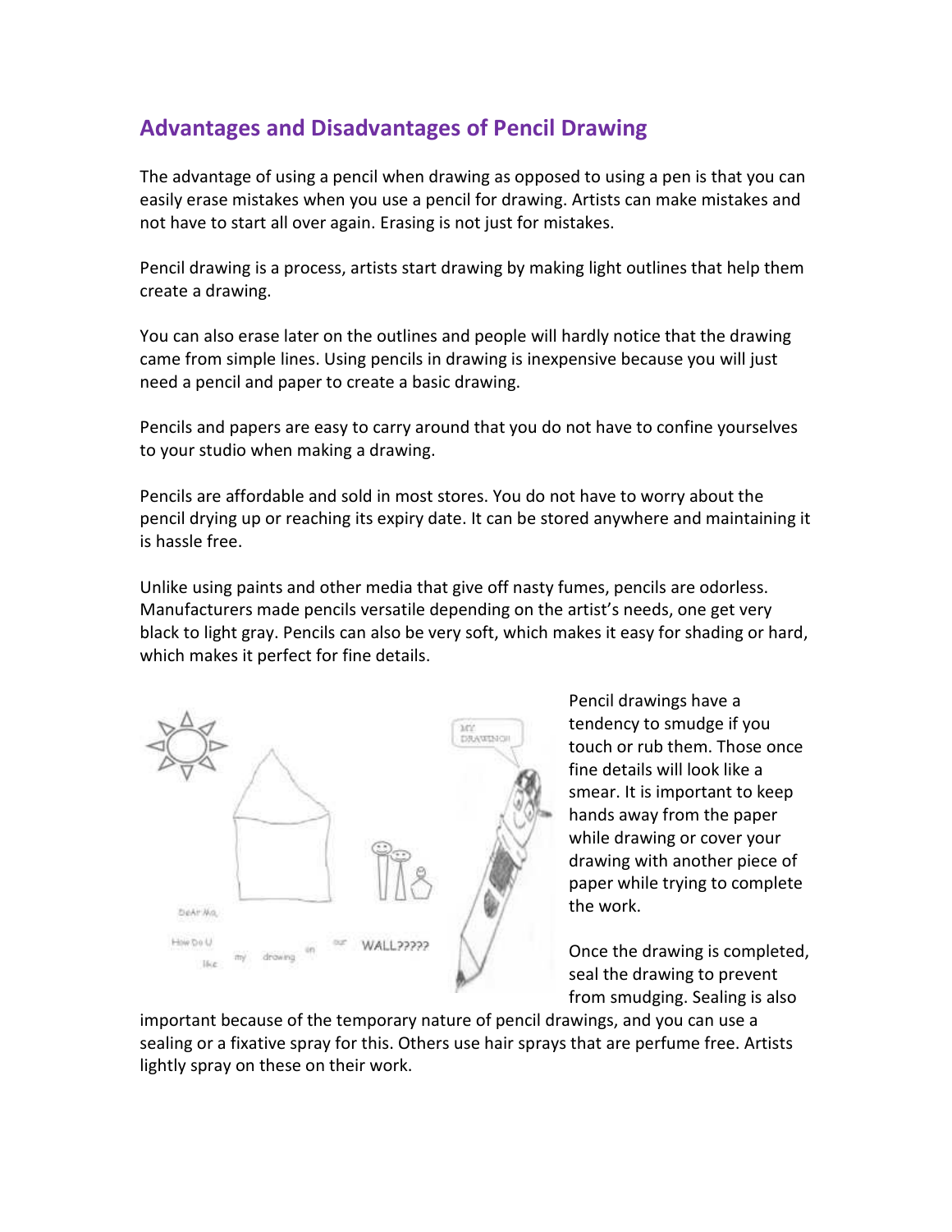## Advantages and Disadvantages of Pencil Drawing

The advantage of using a pencil when drawing as opposed to using a pen is that you can easily erase mistakes when you use a pencil for drawing. Artists can make mistakes and not have to start all over again. Erasing is not just for mistakes.

Pencil drawing is a process, artists start drawing by making light outlines that help them create a drawing.

You can also erase later on the outlines and people will hardly notice that the drawing came from simple lines. Using pencils in drawing is inexpensive because you will just need a pencil and paper to create a basic drawing.

Pencils and papers are easy to carry around that you do not have to confine yourselves to your studio when making a drawing.

Pencils are affordable and sold in most stores. You do not have to worry about the pencil drying up or reaching its expiry date. It can be stored anywhere and maintaining it is hassle free.

Unlike using paints and other media that give off nasty fumes, pencils are odorless. Manufacturers made pencils versatile depending on the artist's needs, one get very black to light gray. Pencils can also be very soft, which makes it easy for shading or hard, which makes it perfect for fine details.

Pencil drawings have a tendency to smudge if you touch or rub them. Those once fine details will look like a smear. It is important to keep hands away from the paper while drawing or cover your drawing with another piece of paper while trying to complete the work.

Once the drawing is completed, seal the drawing to prevent from smudging. Sealing is also important because of the temporary nature of pencil drawings, and you can use a sealing or a fixative spray for this. Others use hair sprays that are perfume free. Artists lightly spray on these on their work.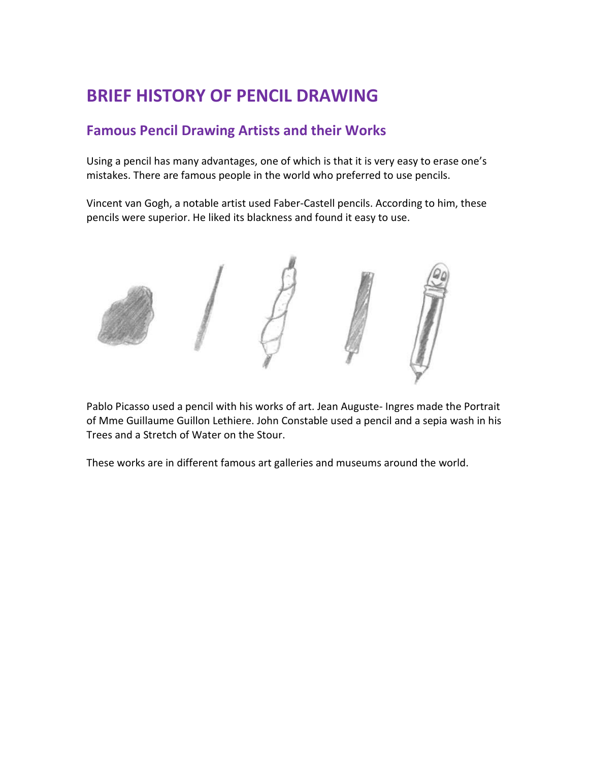# BRIEF HISTORY OF PENCIL DRAWING

## Famous Pencil Drawing Artists and their Works

Using a pencil has many advantages, one of which is that it is very easy to erase one's mistakes. There are famous people in the world who preferred to use pencils.

Vincent van Gogh, a notable artist used Faber-Castell pencils. According to him, these pencils were superior. He liked its blackness and found it easy to use.

Pablo Picasso used a pencil with his works of art. Jean Auguste- Ingres made the Portrait of Mme Guillaume Guillon Lethiere. John Constable used a pencil and a sepia wash in his Trees and a Stretch of Water on the Stour.

These works are in different famous art galleries and museums around the world.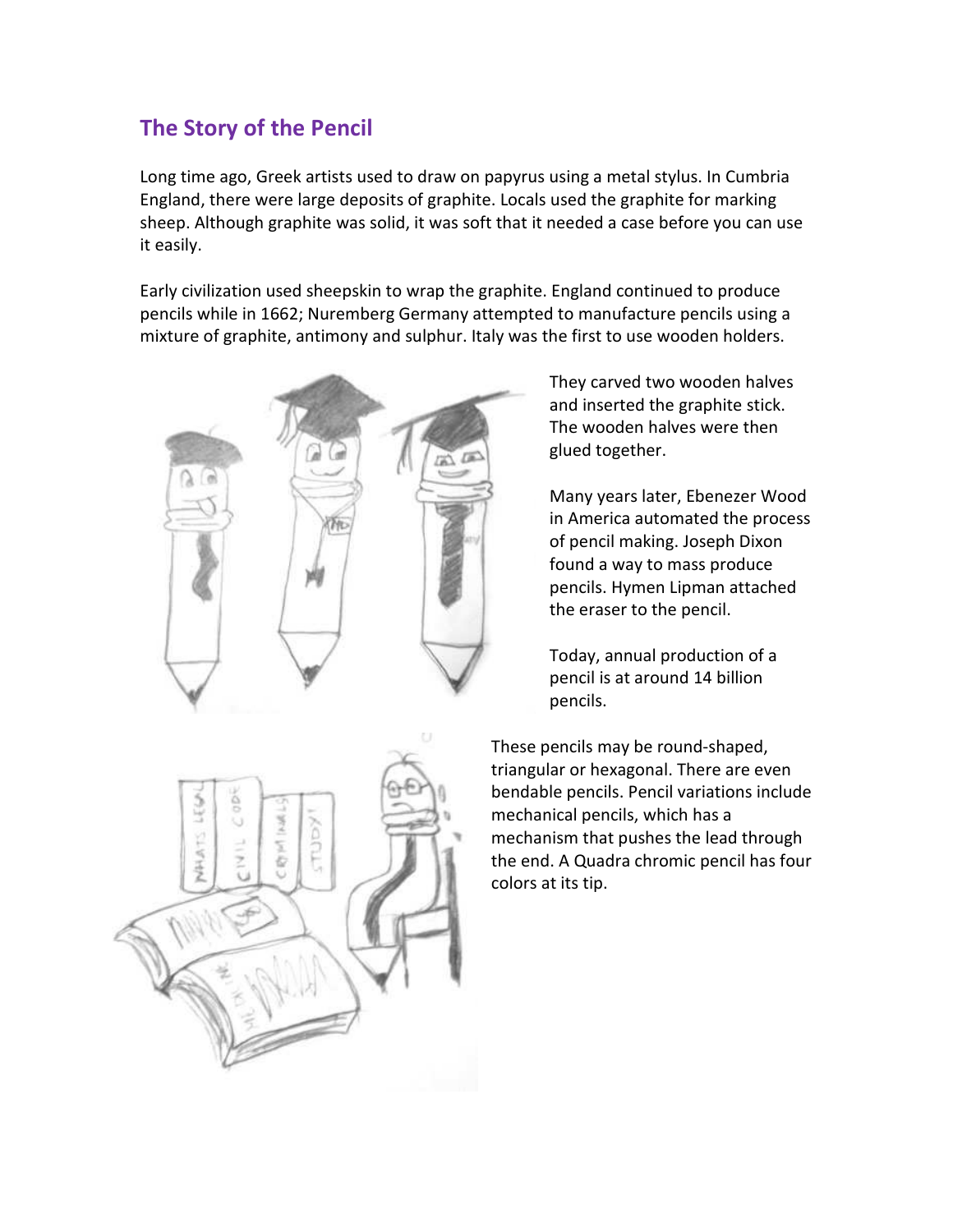## The Story of the Pencil

Long time ago, Greek artists used to draw on papyrus using a metal stylus. In Cumbria England, there were large deposits of graphite. Locals used the graphite for marking sheep. Although graphite was solid, it was soft that it needed a case before you can use it easily.

Early civilization used sheepskin to wrap the graphite. England continued to produce pencils while in 1662; Nuremberg Germany attempted to manufacture pencils using a mixture of graphite, antimony and sulphur. Italy was the first to use wooden holders.

They carved two wooden halves and inserted the graphite stick. The wooden halves were then glued together.

Many years later, Ebenezer Wood in America automated the process of pencil making. Joseph Dixon found a way to mass produce pencils. Hymen Lipman attached the eraser to the pencil.

Today, annual production of a pencil is at around 14 billion pencils.

These pencils may be round-shaped, triangular or hexagonal. There are even bendable pencils. Pencil variations include mechanical pencils, which has a mechanism that pushes the lead through the end. A Quadra chromic pencil has four colors at its tip.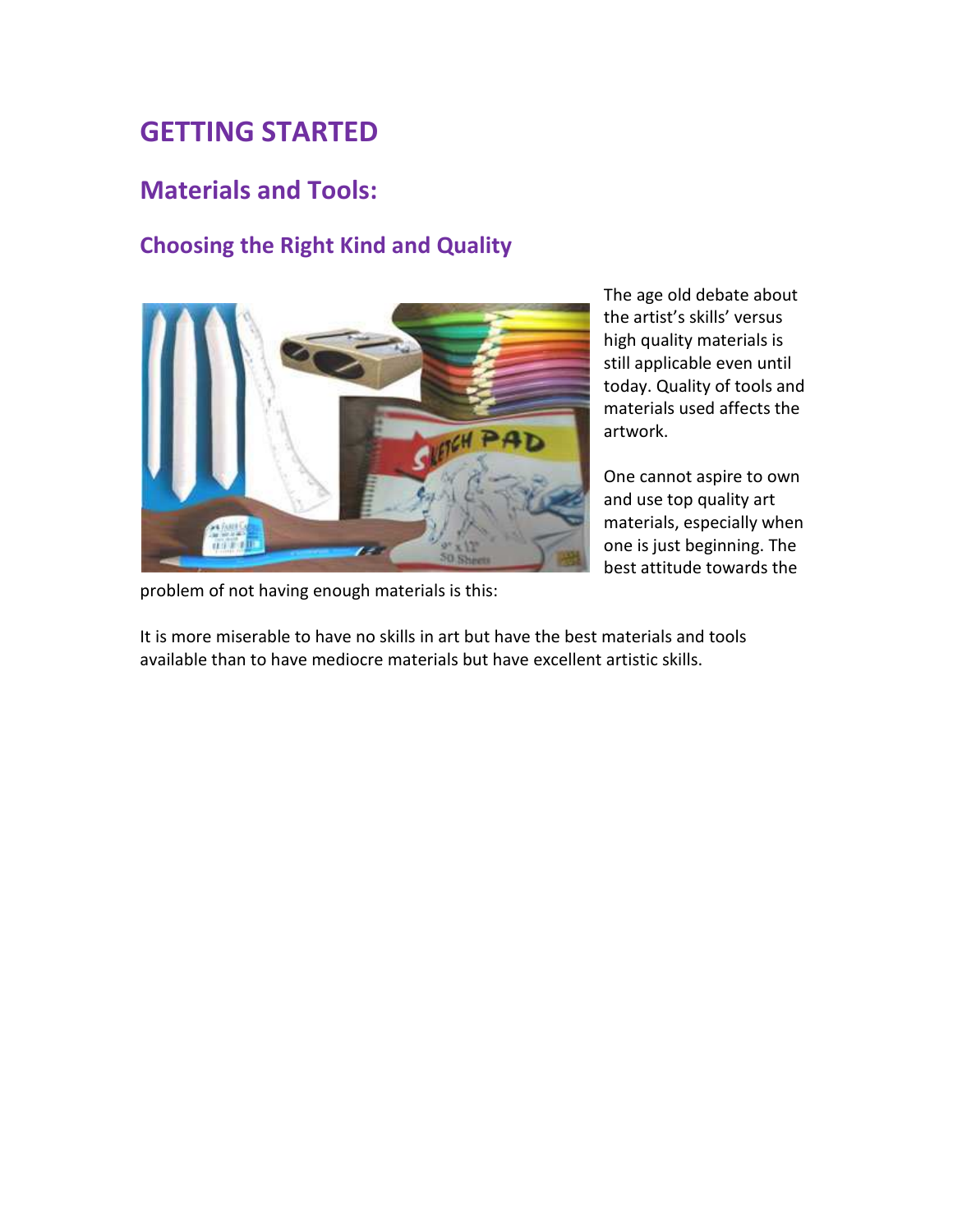# GETTING STARTED

## Materials and Tools:

### Choosing the Right Kind and Quality

The age old debate about the artist's skills' versus high quality materials is still applicable even until today. Quality of tools and materials used affects the artwork.

One cannot aspire to own and use top quality art materials, especially when one is just beginning. The best attitude towards the problem of not having enough materials is this:

It is more miserable to have no skills in art but have the best materials and tools available than to have mediocre materials but have excellent artistic skills.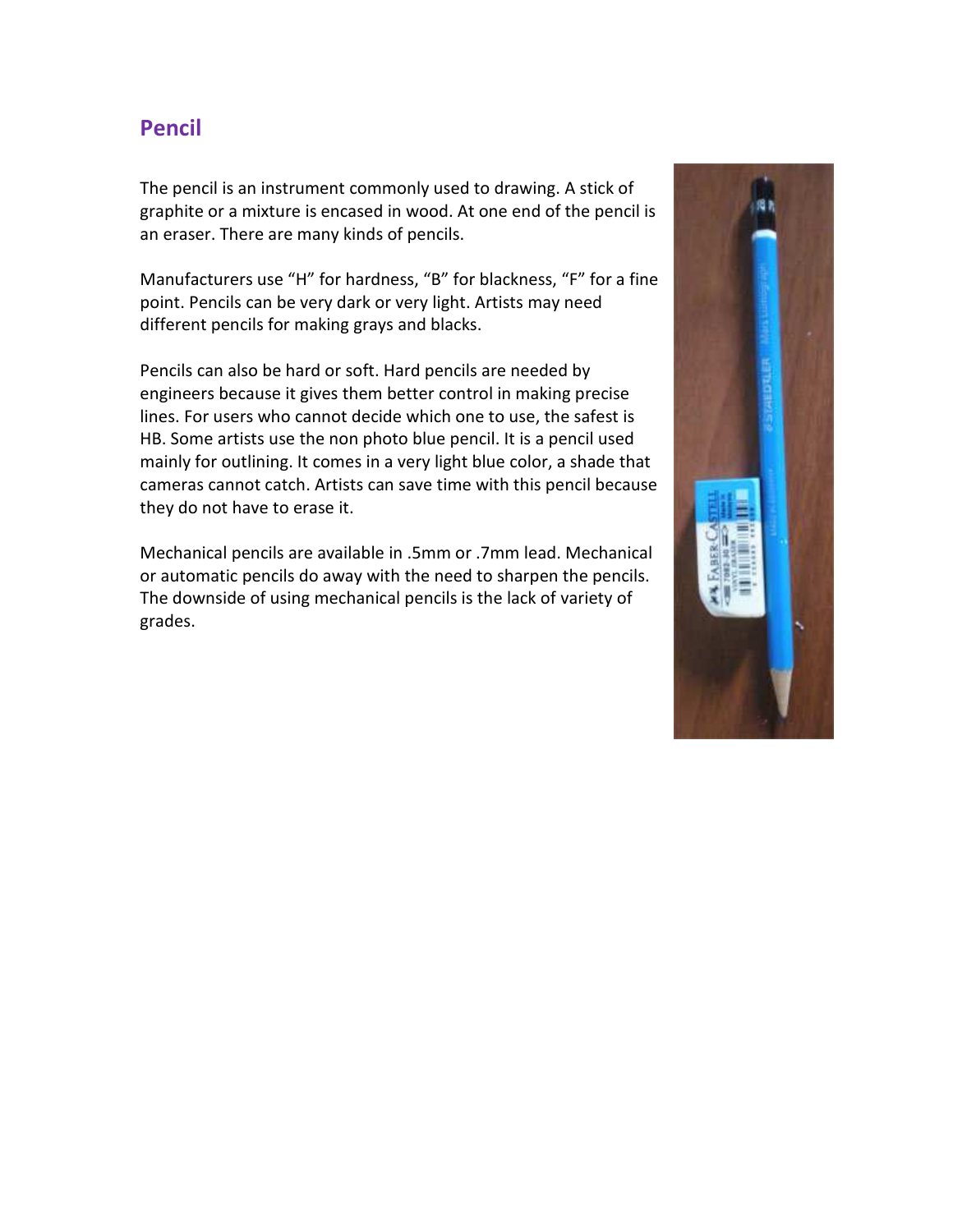## Pencil

The pencil is an instrument commonly used to drawing. A stick of graphite or a mixture is encased in wood. At one end of the pencil is an eraser. There are many kinds of pencils.

Manufacturers use “H” for hardness, “B” for blackness, “F” for a fine point. Pencils can be very dark or very light. Artists may need different pencils for making grays and blacks.

Pencils can also be hard or soft. Hard pencils are needed by engineers because it gives them better control in making precise lines. For users who cannot decide which one to use, the safest is HB. Some artists use the non photo blue pencil. It is a pencil used mainly for outlining. It comes in a very light blue color, a shade that cameras cannot catch. Artists can save time with this pencil because they do not have to erase it.

Mechanical pencils are available in .5mm or .7mm lead. Mechanical or automatic pencils do away with the need to sharpen the pencils. The downside of using mechanical pencils is the lack of variety of grades.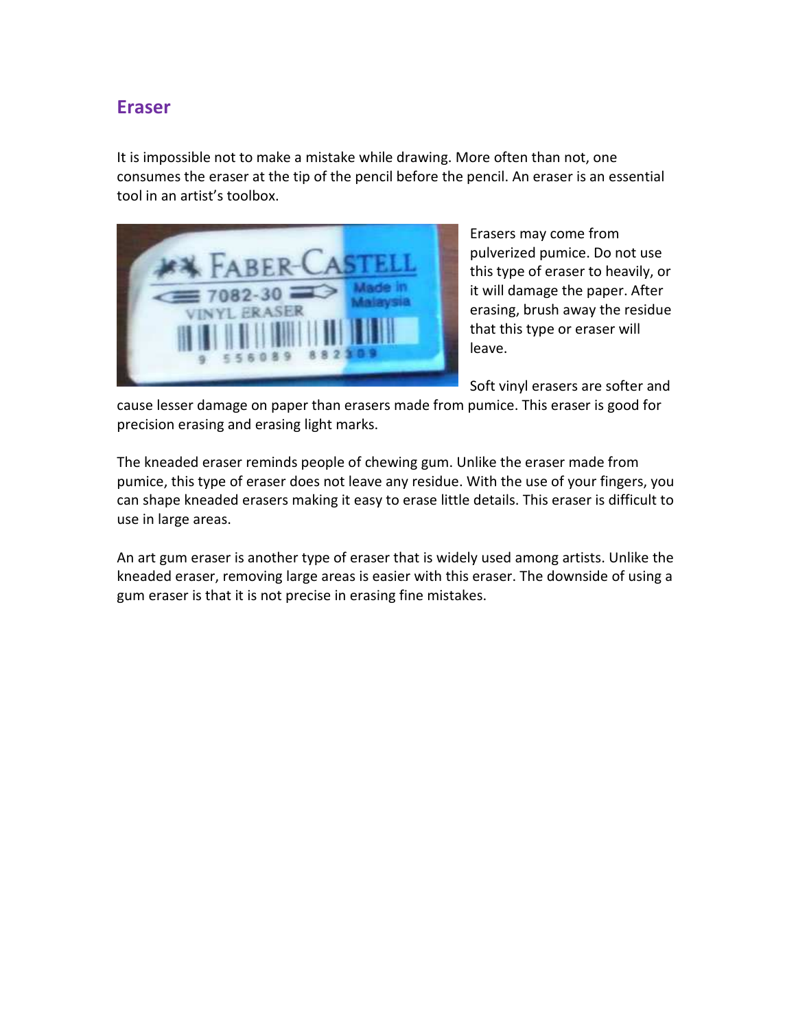## Eraser

It is impossible not to make a mistake while drawing. More often than not, one consumes the eraser at the tip of the pencil before the pencil. An eraser is an essential tool in an artist's toolbox.

Erasers may come from pulverized pumice. Do not use this type of eraser to heavily, or it will damage the paper. After erasing, brush away the residue that this type or eraser will leave.

Soft vinyl erasers are softer and cause lesser damage on paper than erasers made from pumice. This eraser is good for precision erasing and erasing light marks.

The kneaded eraser reminds people of chewing gum. Unlike the eraser made from pumice, this type of eraser does not leave any residue. With the use of your fingers, you can shape kneaded erasers making it easy to erase little details. This eraser is difficult to use in large areas.

An art gum eraser is another type of eraser that is widely used among artists. Unlike the kneaded eraser, removing large areas is easier with this eraser. The downside of using a gum eraser is that it is not precise in erasing fine mistakes.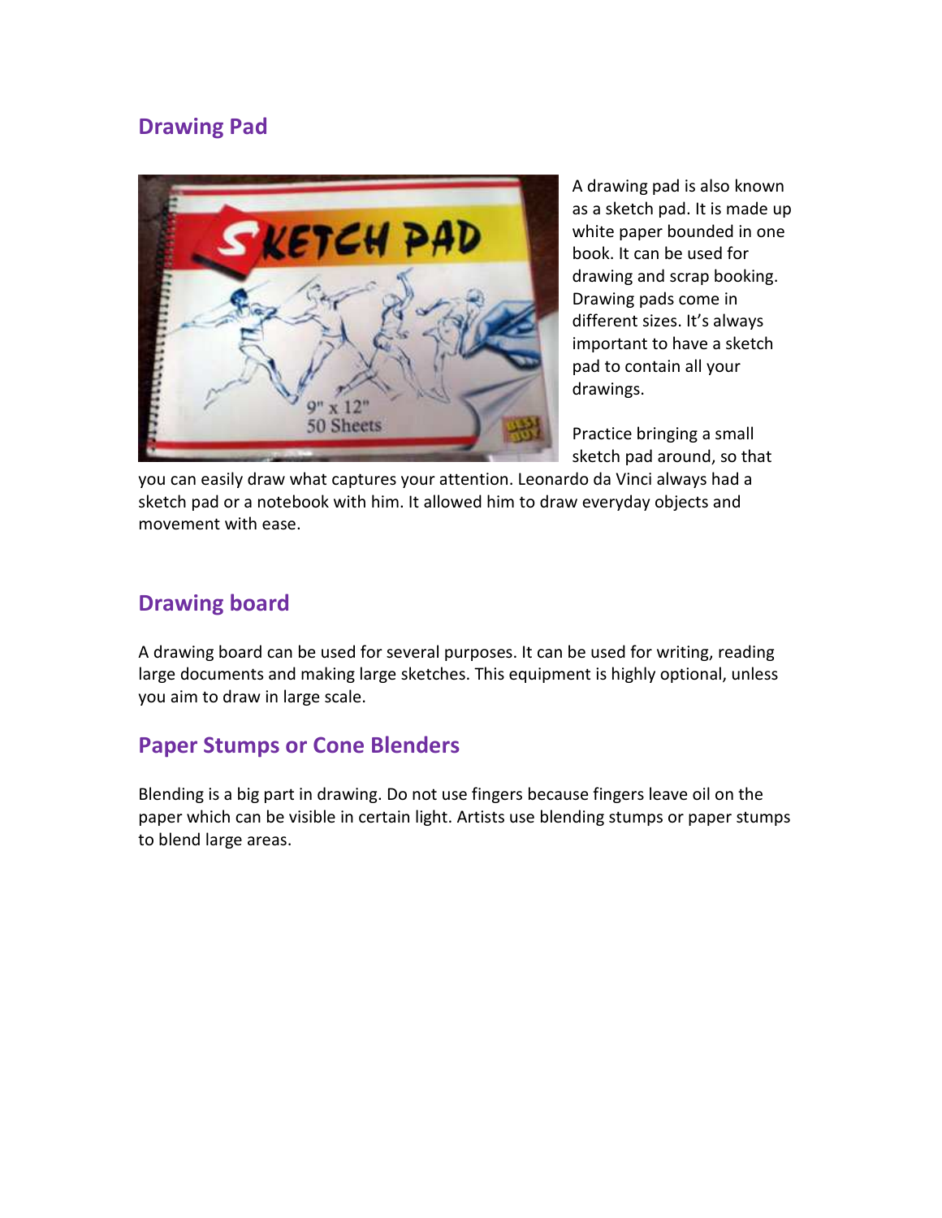## Drawing Pad

A drawing pad is also known as a sketch pad. It is made up white paper bounded in one book. It can be used for drawing and scrap booking. Drawing pads come in different sizes. It's always important to have a sketch pad to contain all your drawings.

Practice bringing a small sketch pad around, so that you can easily draw what captures your attention. Leonardo da Vinci always had a sketch pad or a notebook with him. It allowed him to draw everyday objects and movement with ease.

## Drawing board

A drawing board can be used for several purposes. It can be used for writing, reading large documents and making large sketches. This equipment is highly optional, unless you aim to draw in large scale.

## Paper Stumps or Cone Blenders

Blending is a big part in drawing. Do not use fingers because fingers leave oil on the paper which can be visible in certain light. Artists use blending stumps or paper stumps to blend large areas.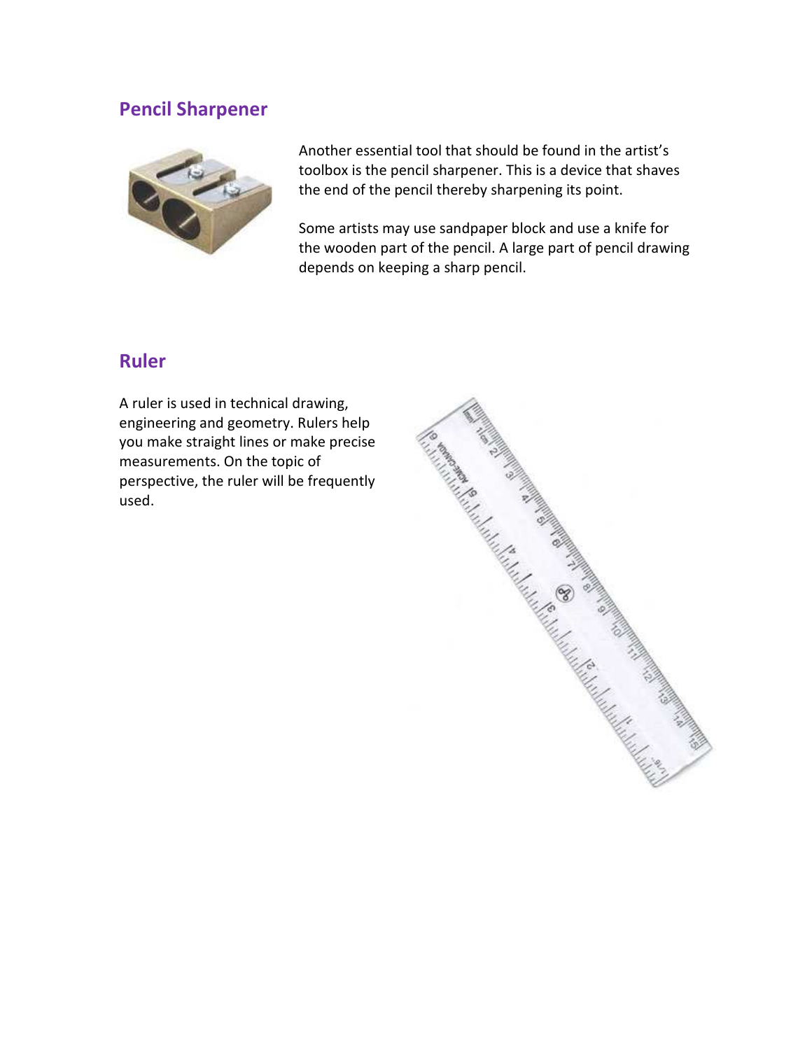## Pencil Sharpener

Another essential tool that should be found in the artist's toolbox is the pencil sharpener. This is a device that shaves the end of the pencil thereby sharpening its point.

Some artists may use sandpaper block and use a knife for the wooden part of the pencil. A large part of pencil drawing depends on keeping a sharp pencil.

## Ruler

A ruler is used in technical drawing, engineering and geometry. Rulers help you make straight lines or make precise measurements. On the topic of perspective, the ruler will be frequently used.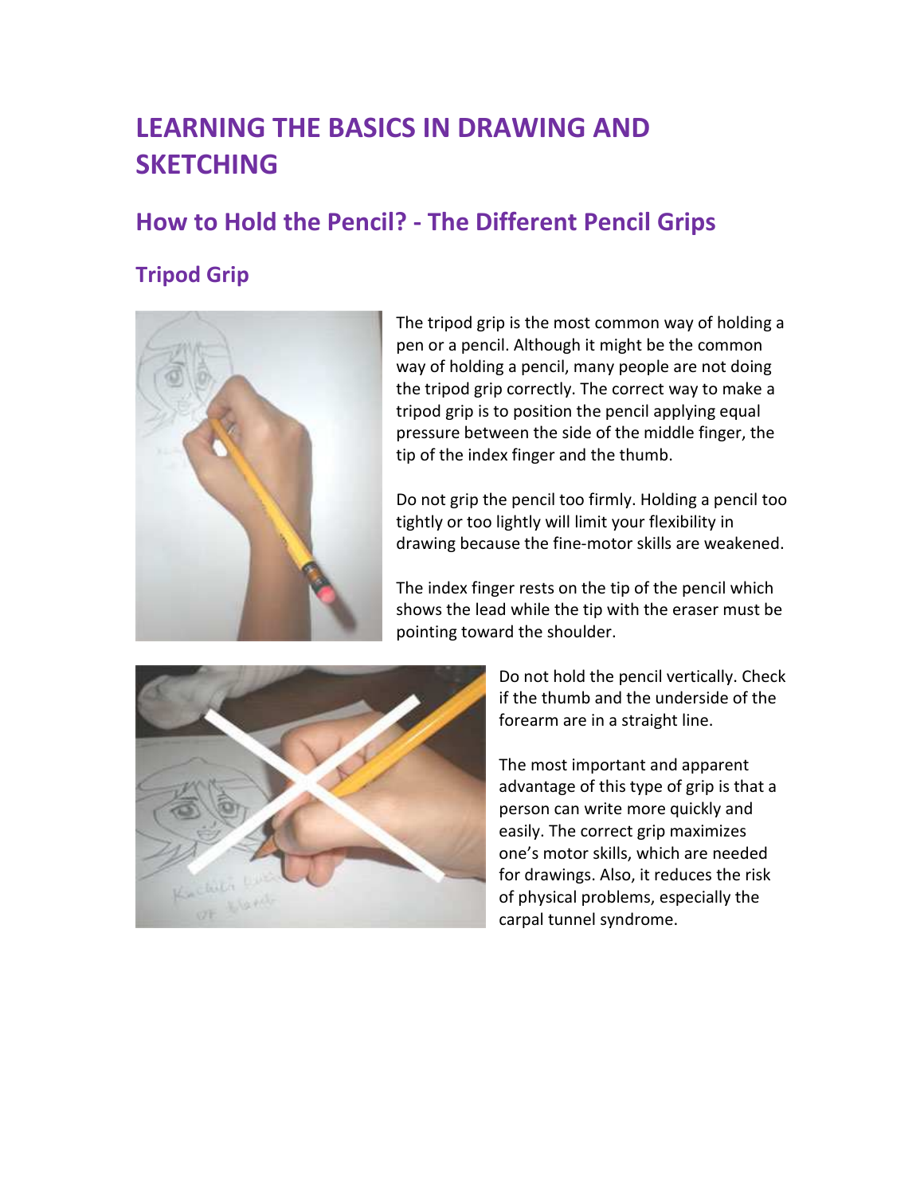# LEARNING THE BASICS IN DRAWING AND SKETCHING

## How to Hold the Pencil? - The Different Pencil Grips

### Tripod Grip

The tripod grip is the most common way of holding a pen or a pencil. Although it might be the common way of holding a pencil, many people are not doing the tripod grip correctly. The correct way to make a tripod grip is to position the pencil applying equal pressure between the side of the middle finger, the tip of the index finger and the thumb.

Do not grip the pencil too firmly. Holding a pencil too tightly or too lightly will limit your flexibility in drawing because the fine-motor skills are weakened.

The index finger rests on the tip of the pencil which shows the lead while the tip with the eraser must be pointing toward the shoulder.

Do not hold the pencil vertically. Check if the thumb and the underside of the forearm are in a straight line.

The most important and apparent advantage of this type of grip is that a person can write more quickly and easily. The correct grip maximizes one's motor skills, which are needed for drawings. Also, it reduces the risk of physical problems, especially the carpal tunnel syndrome.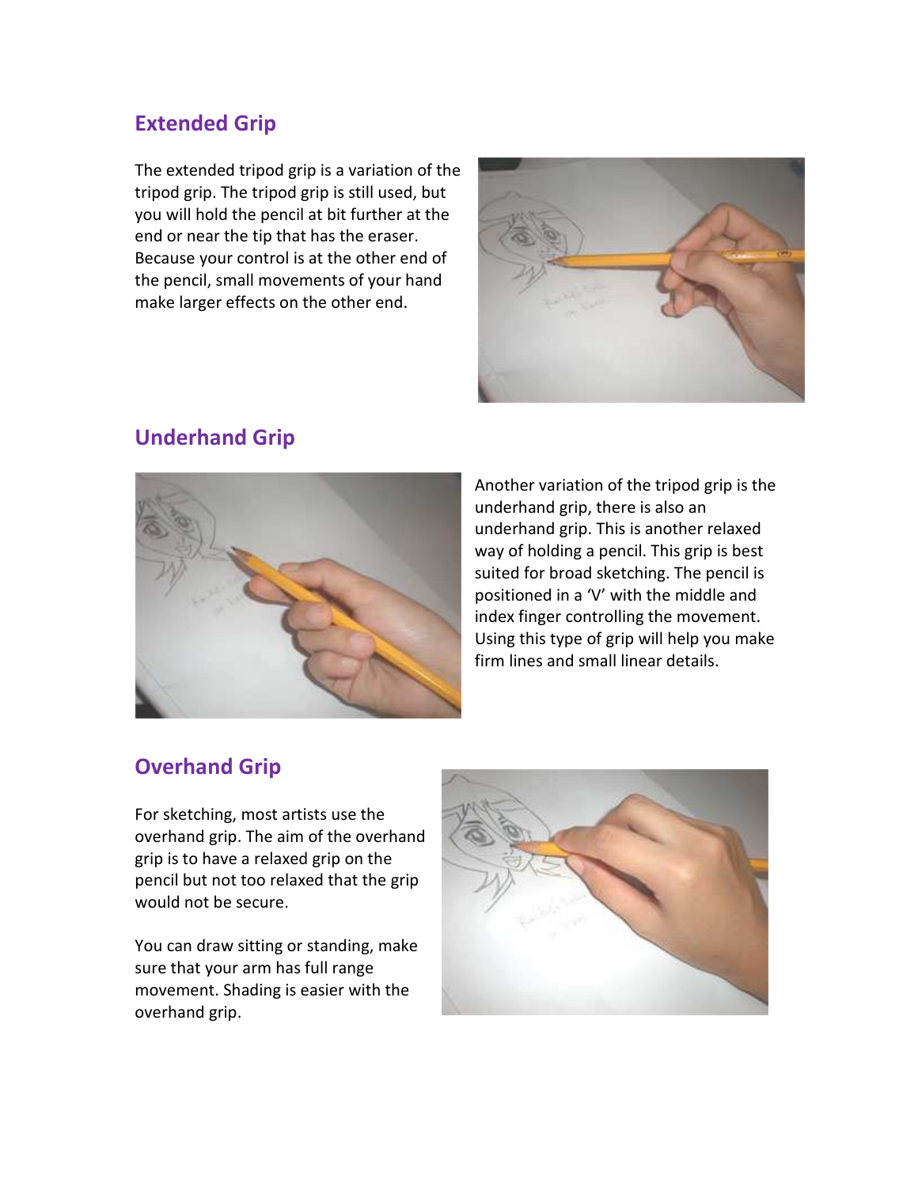## Extended Grip

The extended tripod grip is a variation of the tripod grip. The tripod grip is still used, but you will hold the pencil at bit further at the end or near the tip that has the eraser. Because your control is at the other end of the pencil, small movements of your hand make larger effects on the other end.

## Underhand Grip

Another variation of the tripod grip is the underhand grip, there is also an underhand grip. This is another relaxed way of holding a pencil. This grip is best suited for broad sketching. The pencil is positioned in a 'V' with the middle and index finger controlling the movement. Using this type of grip will help you make firm lines and small linear details.

## Overhand Grip

For sketching, most artists use the overhand grip. The aim of the overhand grip is to have a relaxed grip on the pencil but not too relaxed that the grip would not be secure.

You can draw sitting or standing, make sure that your arm has full range movement. Shading is easier with the overhand grip.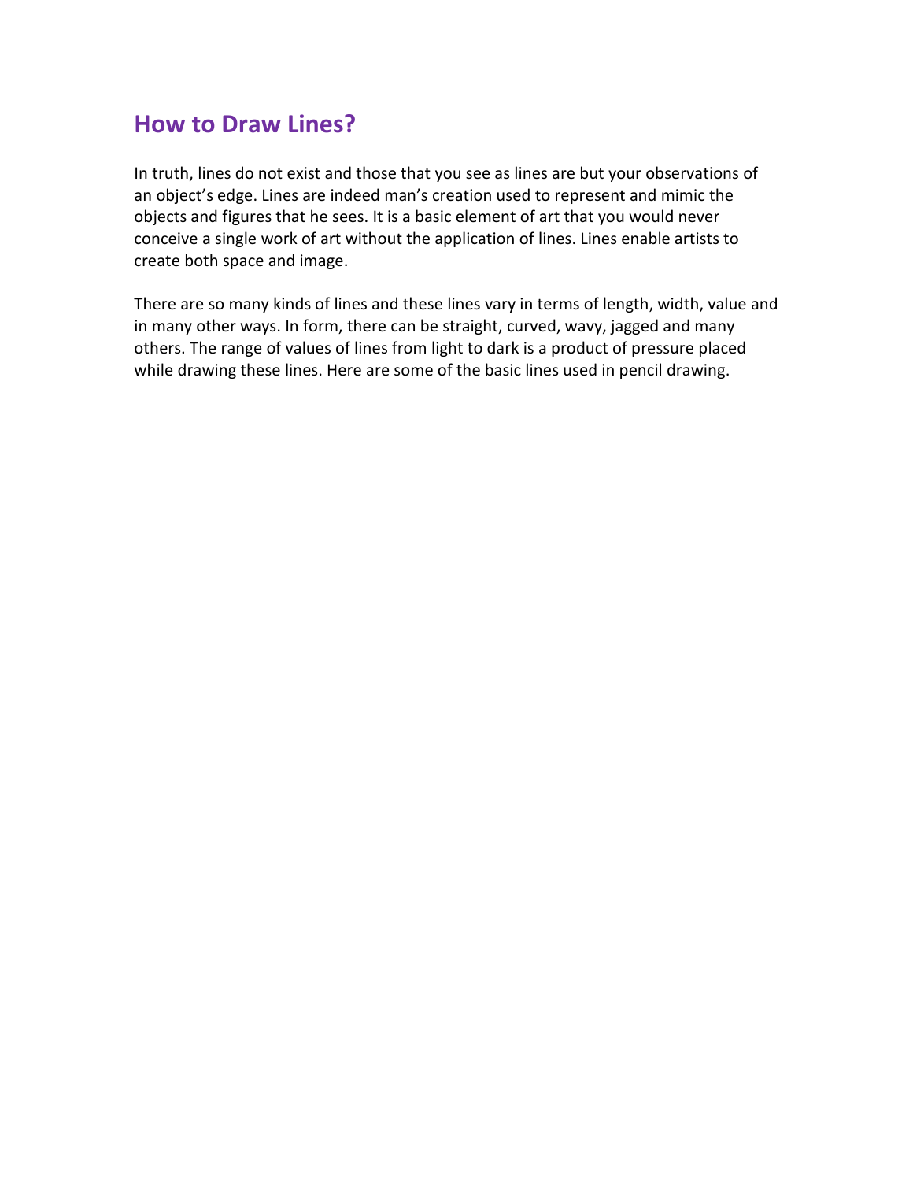## How to Draw Lines?

In truth, lines do not exist and those that you see as lines are but your observations of an object's edge. Lines are indeed man's creation used to represent and mimic the objects and figures that he sees. It is a basic element of art that you would never conceive a single work of art without the application of lines. Lines enable artists to create both space and image.

There are so many kinds of lines and these lines vary in terms of length, width, value and in many other ways. In form, there can be straight, curved, wavy, jagged and many others. The range of values of lines from light to dark is a product of pressure placed while drawing these lines. Here are some of the basic lines used in pencil drawing.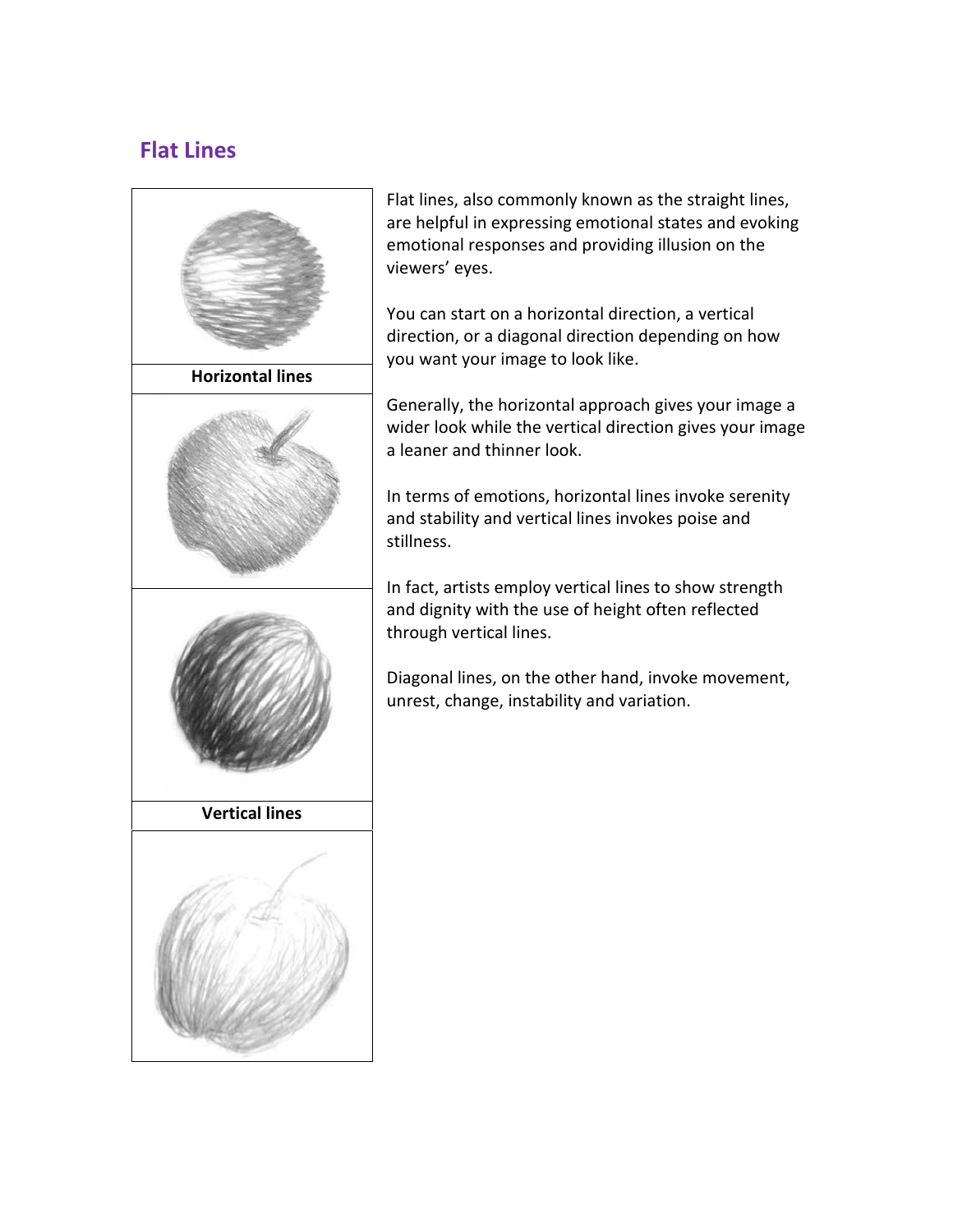## Flat Lines

Horizontal lines

Vertical lines

Flat lines, also commonly known as the straight lines, are helpful in expressing emotional states and evoking emotional responses and providing illusion on the viewers' eyes.

You can start on a horizontal direction, a vertical direction, or a diagonal direction depending on how you want your image to look like.

Generally, the horizontal approach gives your image a wider look while the vertical direction gives your image a leaner and thinner look.

In terms of emotions, horizontal lines invoke serenity and stability and vertical lines invokes poise and stillness.

In fact, artists employ vertical lines to show strength and dignity with the use of height often reflected through vertical lines.

Diagonal lines, on the other hand, invoke movement, unrest, change, instability and variation.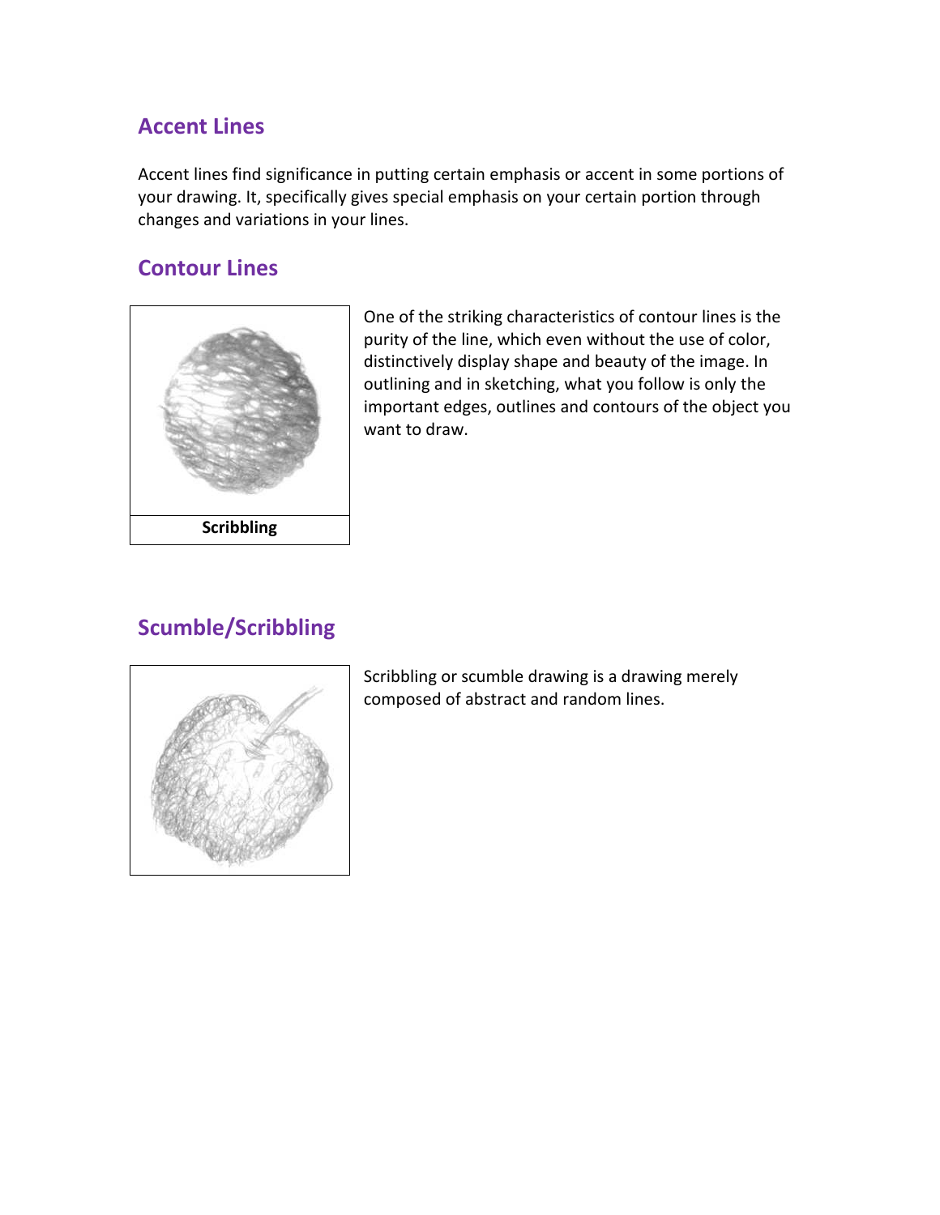## Accent Lines

Accent lines find significance in putting certain emphasis or accent in some portions of your drawing. It, specifically gives special emphasis on your certain portion through changes and variations in your lines.

## Contour Lines

One of the striking characteristics of contour lines is the purity of the line, which even without the use of color, distinctively display shape and beauty of the image. In outlining and in sketching, what you follow is only the important edges, outlines and contours of the object you want to draw.

**Scribbling**

## Scumble/Scribbling

Scribbling or scumble drawing is a drawing merely composed of abstract and random lines.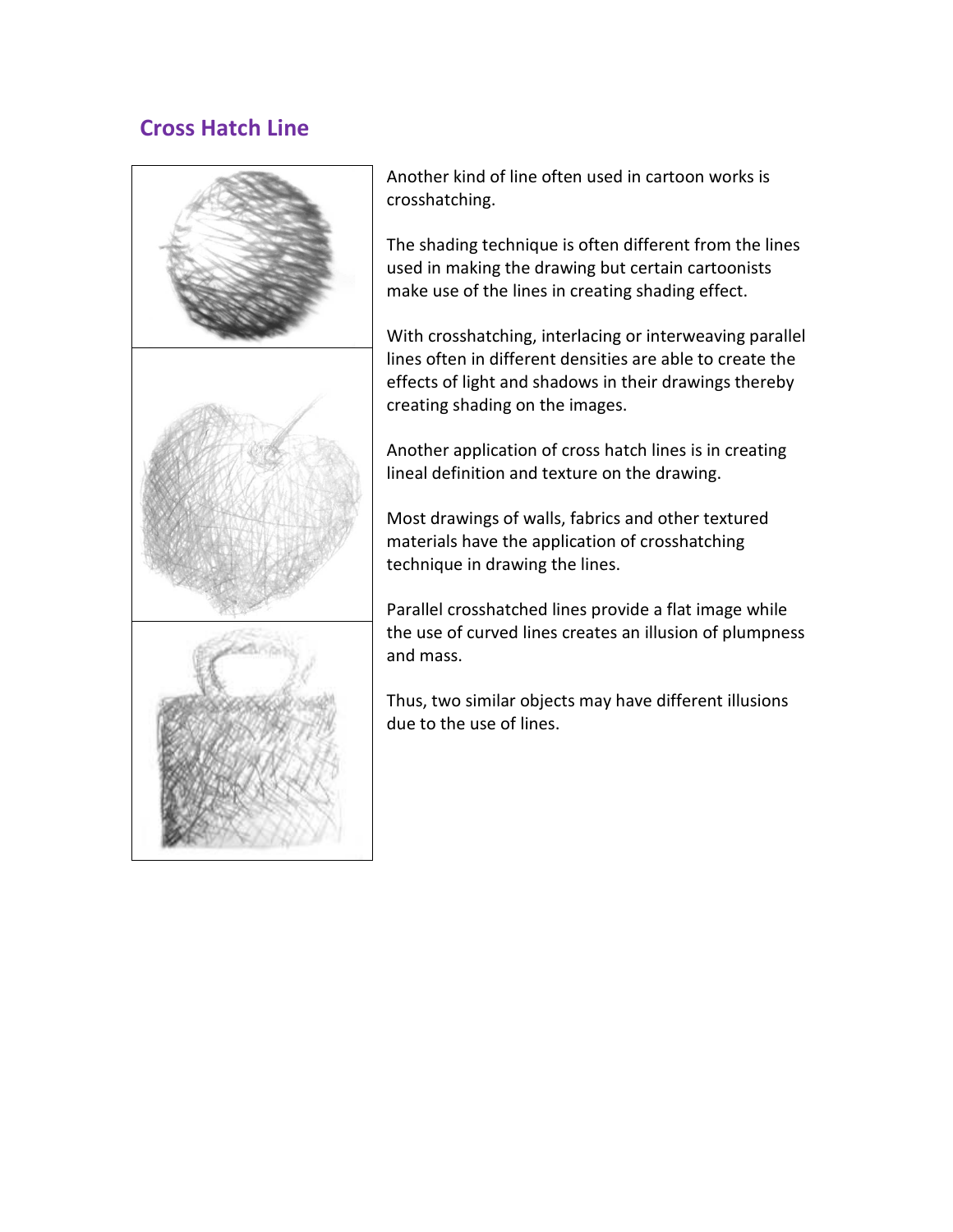## Cross Hatch Line

Another kind of line often used in cartoon works is crosshatching.

The shading technique is often different from the lines used in making the drawing but certain cartoonists make use of the lines in creating shading effect.

With crosshatching, interlacing or interweaving parallel lines often in different densities are able to create the effects of light and shadows in their drawings thereby creating shading on the images.

Another application of cross hatch lines is in creating lineal definition and texture on the drawing.

Most drawings of walls, fabrics and other textured materials have the application of crosshatching technique in drawing the lines.

Parallel crosshatched lines provide a flat image while the use of curved lines creates an illusion of plumpness and mass.

Thus, two similar objects may have different illusions due to the use of lines.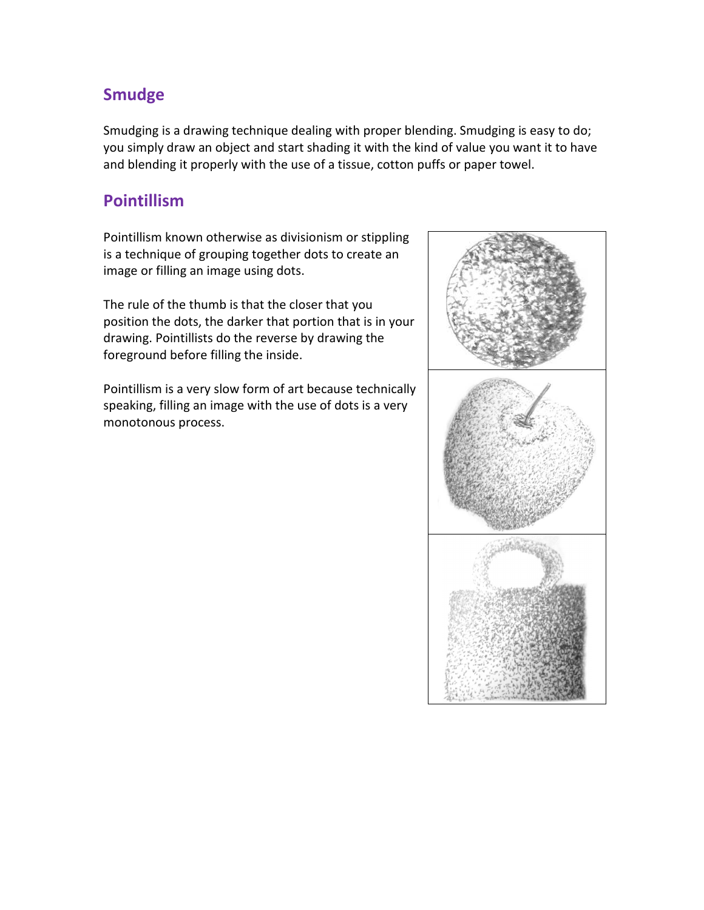## Smudge

Smudging is a drawing technique dealing with proper blending. Smudging is easy to do; you simply draw an object and start shading it with the kind of value you want it to have and blending it properly with the use of a tissue, cotton puffs or paper towel.

## Pointillism

Pointillism known otherwise as divisionism or stippling is a technique of grouping together dots to create an image or filling an image using dots.

The rule of the thumb is that the closer that you position the dots, the darker that portion that is in your drawing. Pointillists do the reverse by drawing the foreground before filling the inside.

Pointillism is a very slow form of art because technically speaking, filling an image with the use of dots is a very monotonous process.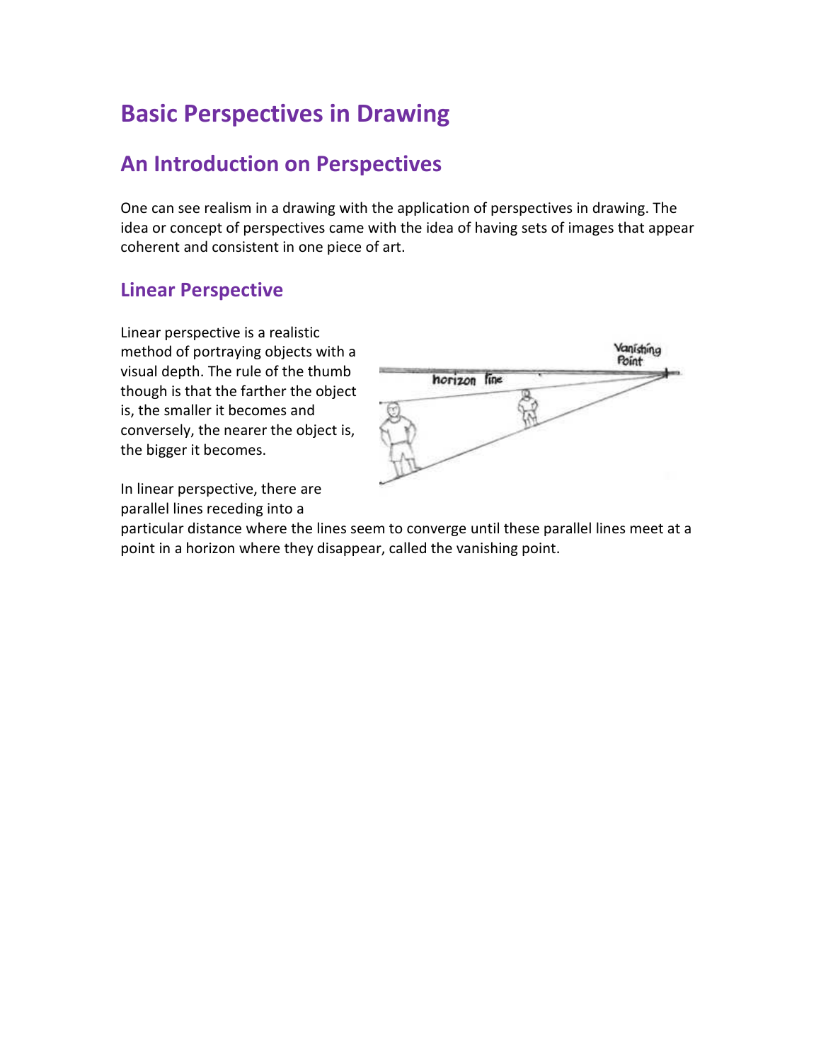# Basic Perspectives in Drawing

## An Introduction on Perspectives

One can see realism in a drawing with the application of perspectives in drawing. The idea or concept of perspectives came with the idea of having sets of images that appear coherent and consistent in one piece of art.

### Linear Perspective

Linear perspective is a realistic method of portraying objects with a visual depth. The rule of the thumb though is that the farther the object is, the smaller it becomes and conversely, the nearer the object is, the bigger it becomes.

In linear perspective, there are parallel lines receding into a particular distance where the lines seem to converge until these parallel lines meet at a point in a horizon where they disappear, called the vanishing point.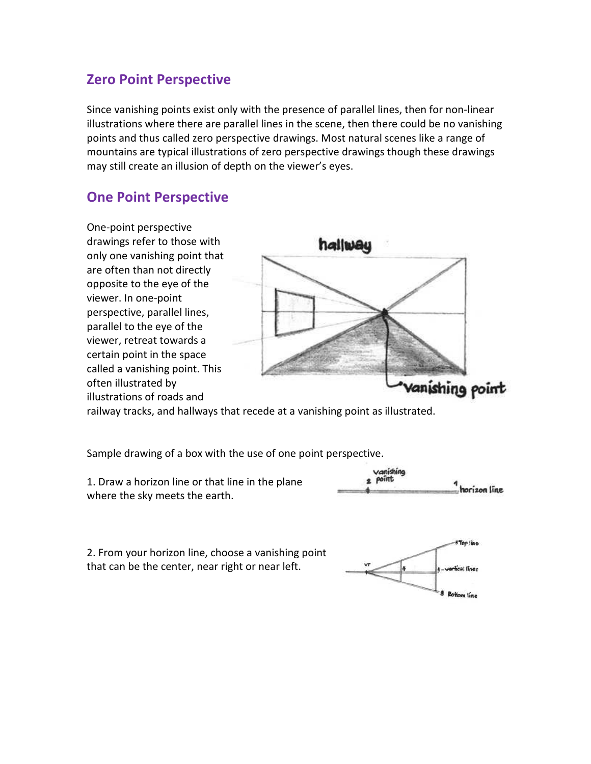## Zero Point Perspective

Since vanishing points exist only with the presence of parallel lines, then for non-linear illustrations where there are parallel lines in the scene, then there could be no vanishing points and thus called zero perspective drawings. Most natural scenes like a range of mountains are typical illustrations of zero perspective drawings though these drawings may still create an illusion of depth on the viewer's eyes.

## One Point Perspective

One-point perspective drawings refer to those with only one vanishing point that are often than not directly opposite to the eye of the viewer. In one-point perspective, parallel lines, parallel to the eye of the viewer, retreat towards a certain point in the space called a vanishing point. This often illustrated by illustrations of roads and railway tracks, and hallways that recede at a vanishing point as illustrated.

Sample drawing of a box with the use of one point perspective.

1. Draw a horizon line or that line in the plane where the sky meets the earth.

2. From your horizon line, choose a vanishing point that can be the center, near right or near left.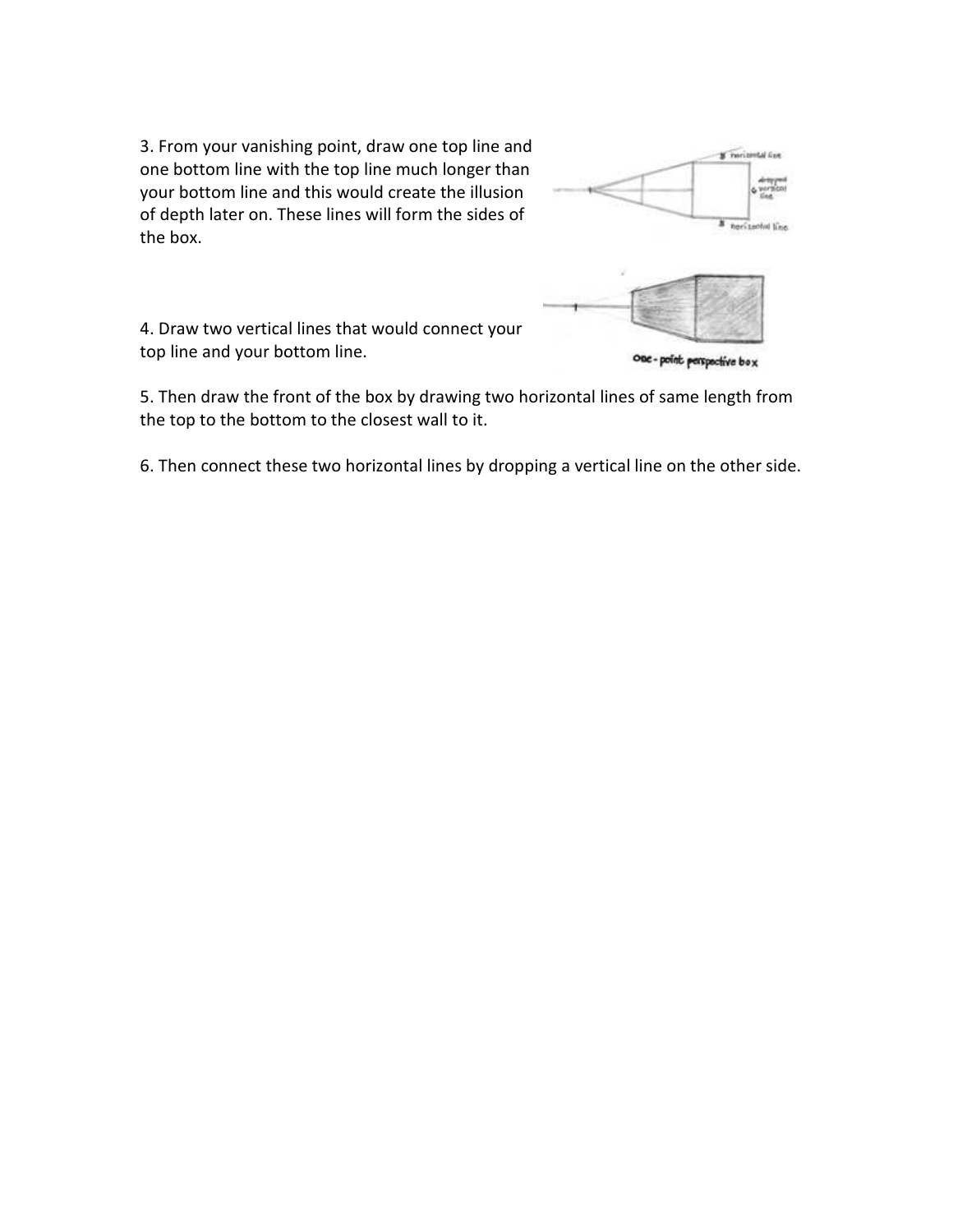3. From your vanishing point, draw one top line and one bottom line with the top line much longer than your bottom line and this would create the illusion of depth later on. These lines will form the sides of the box.

4. Draw two vertical lines that would connect your top line and your bottom line.

5. Then draw the front of the box by drawing two horizontal lines of same length from the top to the bottom to the closest wall to it.

6. Then connect these two horizontal lines by dropping a vertical line on the other side.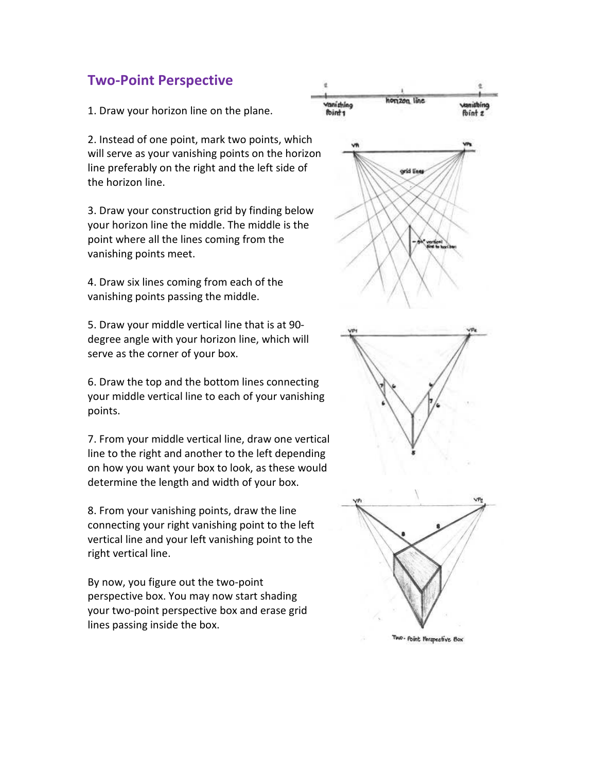## Two-Point Perspective

1. Draw your horizon line on the plane.

2. Instead of one point, mark two points, which will serve as your vanishing points on the horizon line preferably on the right and the left side of the horizon line.

3. Draw your construction grid by finding below your horizon line the middle. The middle is the point where all the lines coming from the vanishing points meet.

4. Draw six lines coming from each of the vanishing points passing the middle.

5. Draw your middle vertical line that is at 90-degree angle with your horizon line, which will serve as the corner of your box.

6. Draw the top and the bottom lines connecting your middle vertical line to each of your vanishing points.

7. From your middle vertical line, draw one vertical line to the right and another to the left depending on how you want your box to look, as these would determine the length and width of your box.

8. From your vanishing points, draw the line connecting your right vanishing point to the left vertical line and your left vanishing point to the right vertical line.

By now, you figure out the two-point perspective box. You may now start shading your two-point perspective box and erase grid lines passing inside the box.

Two- Point Perspective Box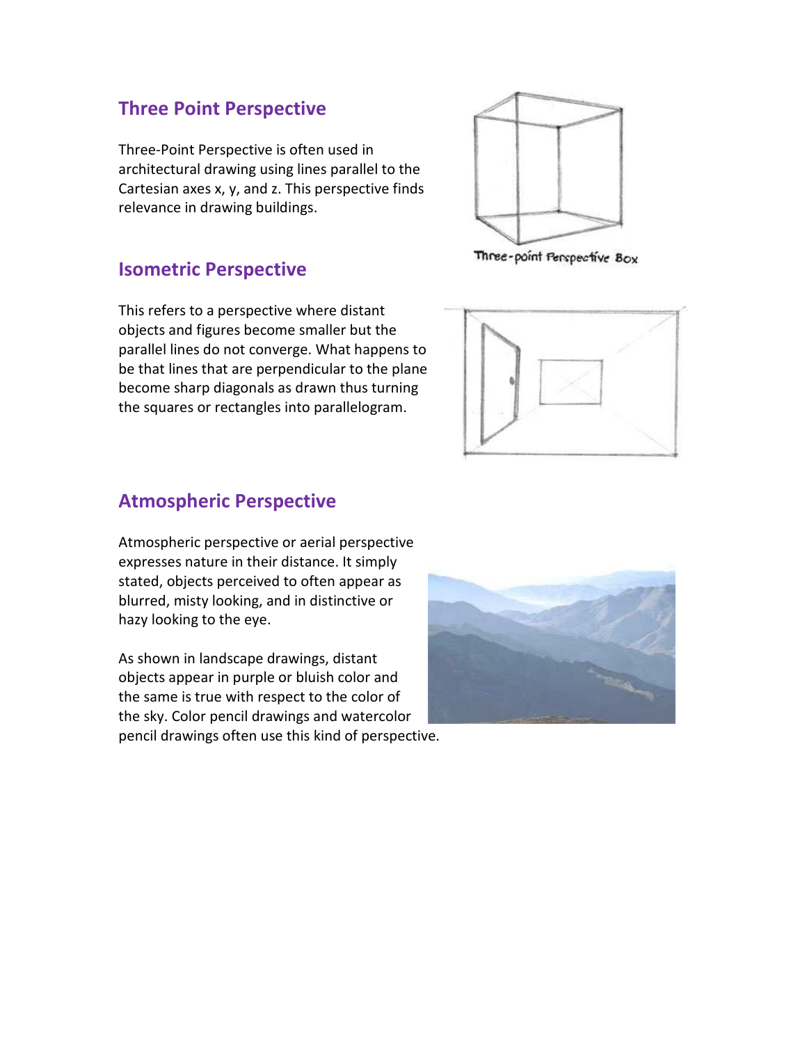## Three Point Perspective

Three-Point Perspective is often used in architectural drawing using lines parallel to the Cartesian axes x, y, and z. This perspective finds relevance in drawing buildings.

Three-point Perspective Box

## Isometric Perspective

This refers to a perspective where distant objects and figures become smaller but the parallel lines do not converge. What happens to be that lines that are perpendicular to the plane become sharp diagonals as drawn thus turning the squares or rectangles into parallelogram.

## Atmospheric Perspective

Atmospheric perspective or aerial perspective expresses nature in their distance. It simply stated, objects perceived to often appear as blurred, misty looking, and in distinctive or hazy looking to the eye.

As shown in landscape drawings, distant objects appear in purple or bluish color and the same is true with respect to the color of the sky. Color pencil drawings and watercolor pencil drawings often use this kind of perspective.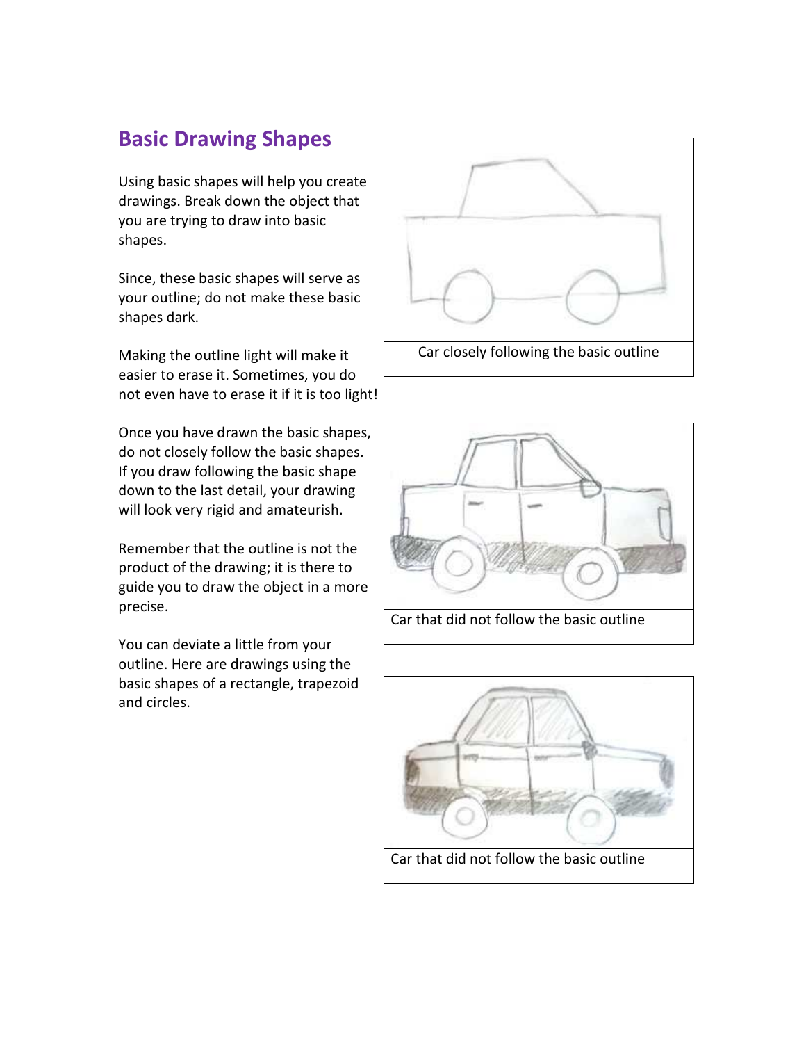## Basic Drawing Shapes

Using basic shapes will help you create drawings. Break down the object that you are trying to draw into basic shapes.

Since, these basic shapes will serve as your outline; do not make these basic shapes dark.

Making the outline light will make it easier to erase it. Sometimes, you do not even have to erase it if it is too light!

Once you have drawn the basic shapes, do not closely follow the basic shapes. If you draw following the basic shape down to the last detail, your drawing will look very rigid and amateurish.

Remember that the outline is not the product of the drawing; it is there to guide you to draw the object in a more precise.

You can deviate a little from your outline. Here are drawings using the basic shapes of a rectangle, trapezoid and circles.

Car closely following the basic outline

Car that did not follow the basic outline

Car that did not follow the basic outline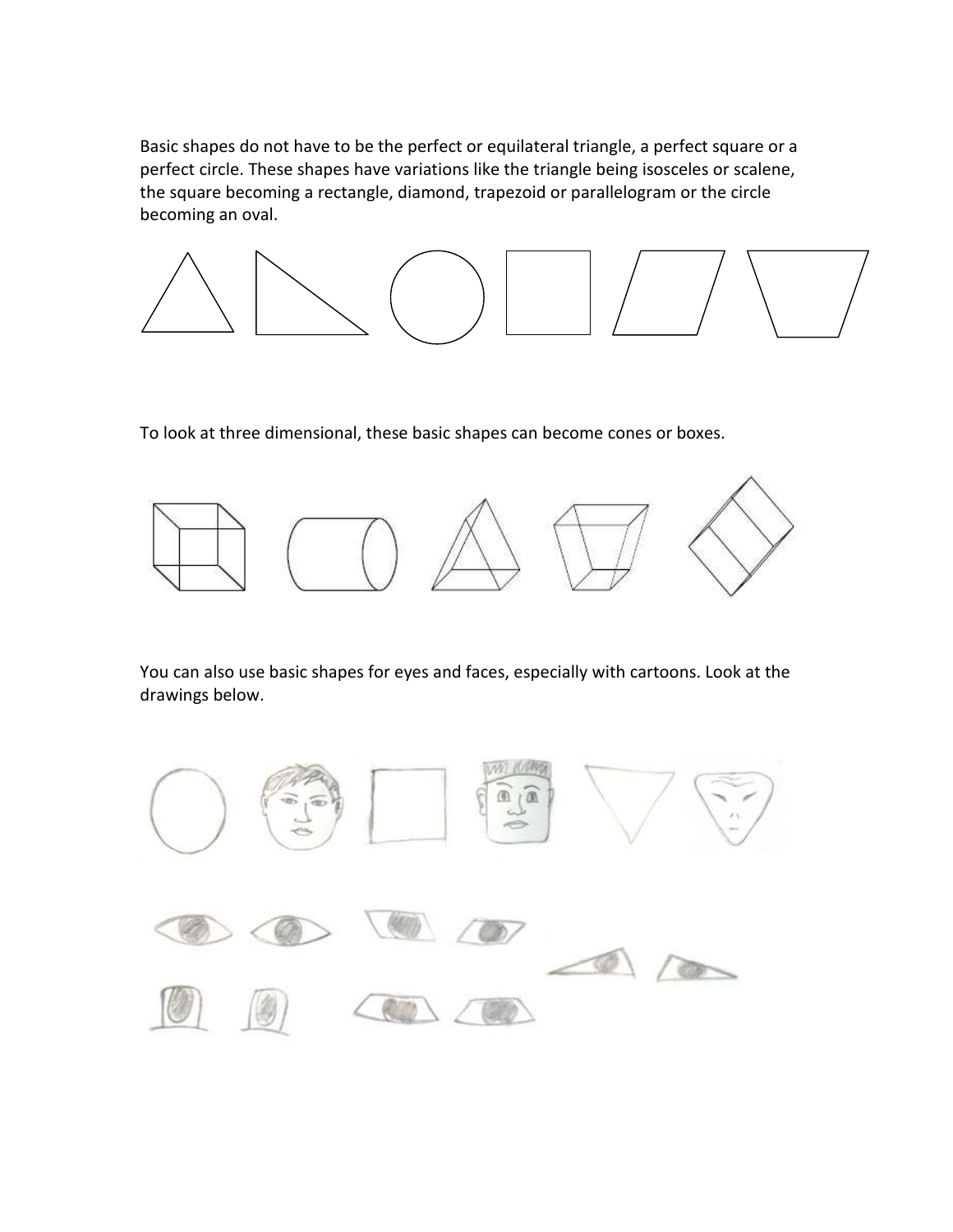Basic shapes do not have to be the perfect or equilateral triangle, a perfect square or a perfect circle. These shapes have variations like the triangle being isosceles or scalene, the square becoming a rectangle, diamond, trapezoid or parallelogram or the circle becoming an oval.

To look at three dimensional, these basic shapes can become cones or boxes.

You can also use basic shapes for eyes and faces, especially with cartoons. Look at the drawings below.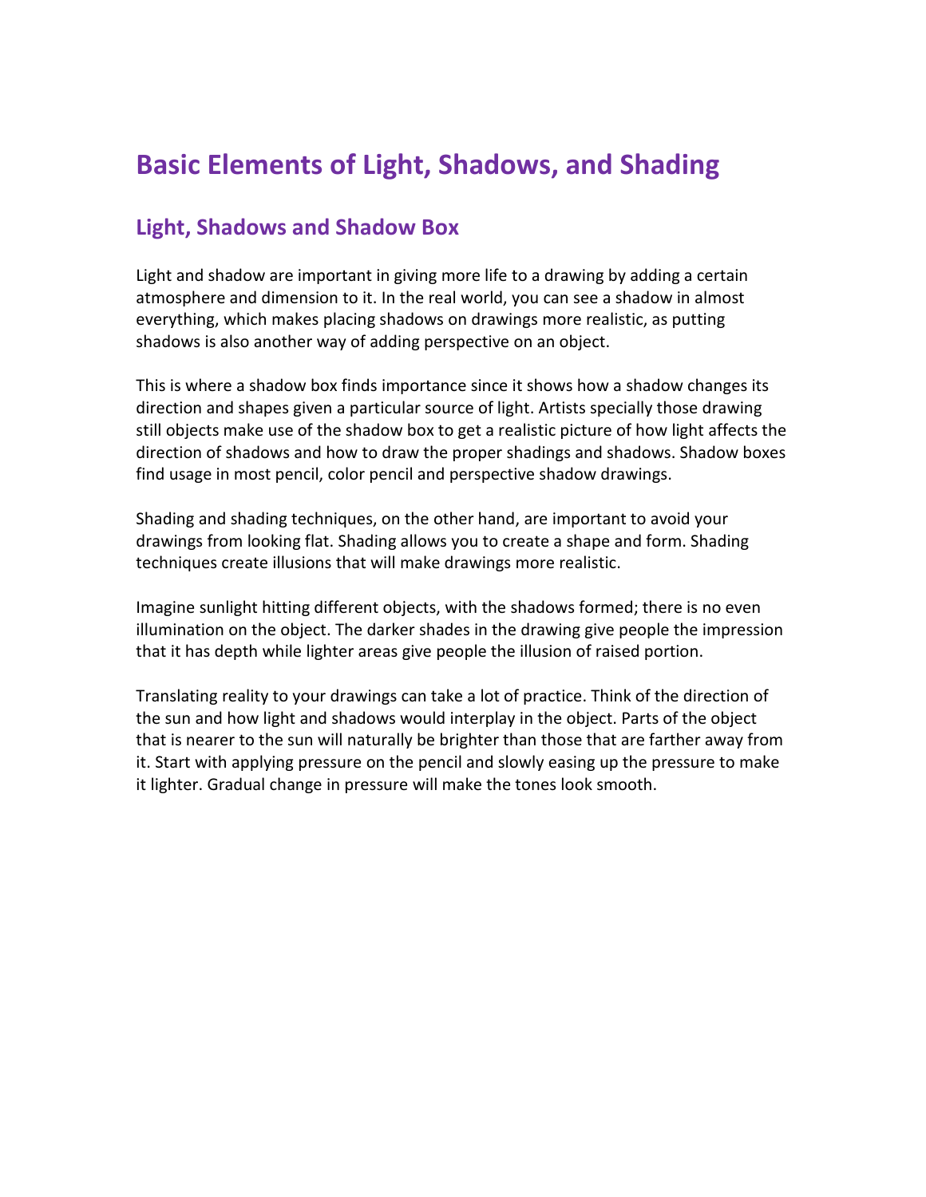# Basic Elements of Light, Shadows, and Shading

## Light, Shadows and Shadow Box

Light and shadow are important in giving more life to a drawing by adding a certain atmosphere and dimension to it. In the real world, you can see a shadow in almost everything, which makes placing shadows on drawings more realistic, as putting shadows is also another way of adding perspective on an object.

This is where a shadow box finds importance since it shows how a shadow changes its direction and shapes given a particular source of light. Artists specially those drawing still objects make use of the shadow box to get a realistic picture of how light affects the direction of shadows and how to draw the proper shadings and shadows. Shadow boxes find usage in most pencil, color pencil and perspective shadow drawings.

Shading and shading techniques, on the other hand, are important to avoid your drawings from looking flat. Shading allows you to create a shape and form. Shading techniques create illusions that will make drawings more realistic.

Imagine sunlight hitting different objects, with the shadows formed; there is no even illumination on the object. The darker shades in the drawing give people the impression that it has depth while lighter areas give people the illusion of raised portion.

Translating reality to your drawings can take a lot of practice. Think of the direction of the sun and how light and shadows would interplay in the object. Parts of the object that is nearer to the sun will naturally be brighter than those that are farther away from it. Start with applying pressure on the pencil and slowly easing up the pressure to make it lighter. Gradual change in pressure will make the tones look smooth.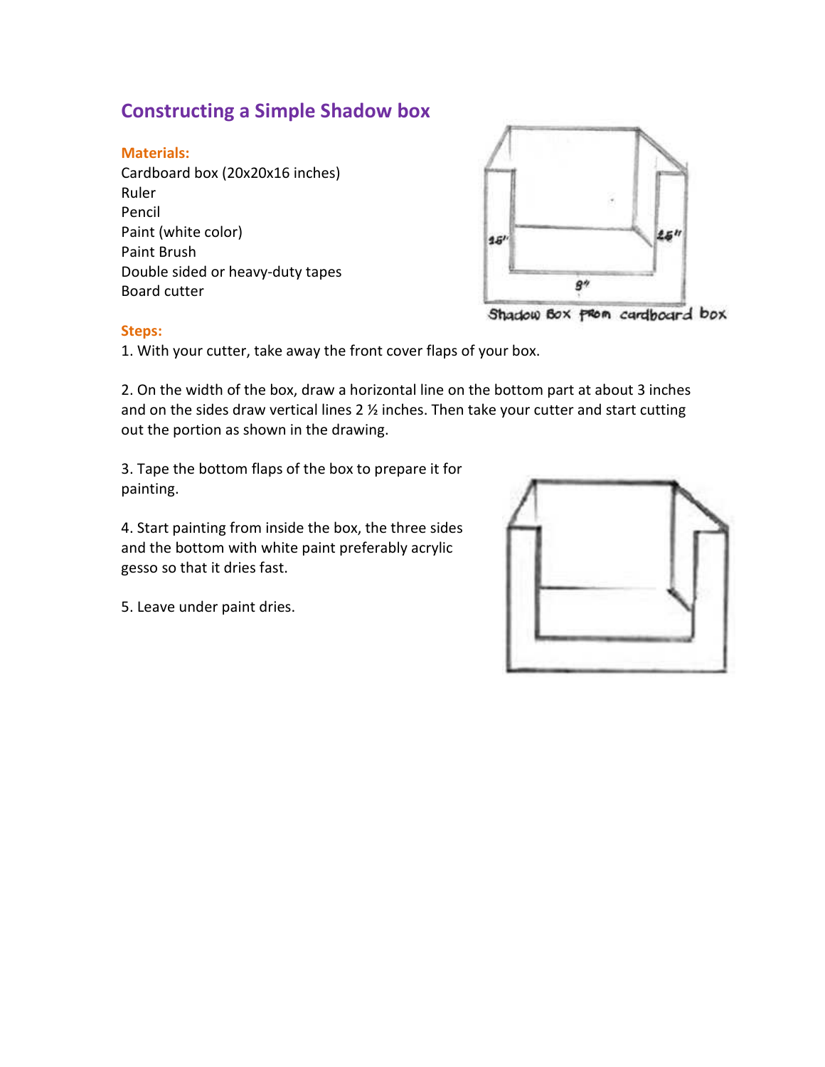## Constructing a Simple Shadow box

**Materials:**

Cardboard box (20x20x16 inches)
Ruler
Pencil
Paint (white color)
Paint Brush
Double sided or heavy-duty tapes
Board cutter

Shadow Box from cardboard box

**Steps:**

1. With your cutter, take away the front cover flaps of your box.

2. On the width of the box, draw a horizontal line on the bottom part at about 3 inches and on the sides draw vertical lines 2 ½ inches. Then take your cutter and start cutting out the portion as shown in the drawing.

3. Tape the bottom flaps of the box to prepare it for painting.

4. Start painting from inside the box, the three sides and the bottom with white paint preferably acrylic gesso so that it dries fast.

5. Leave under paint dries.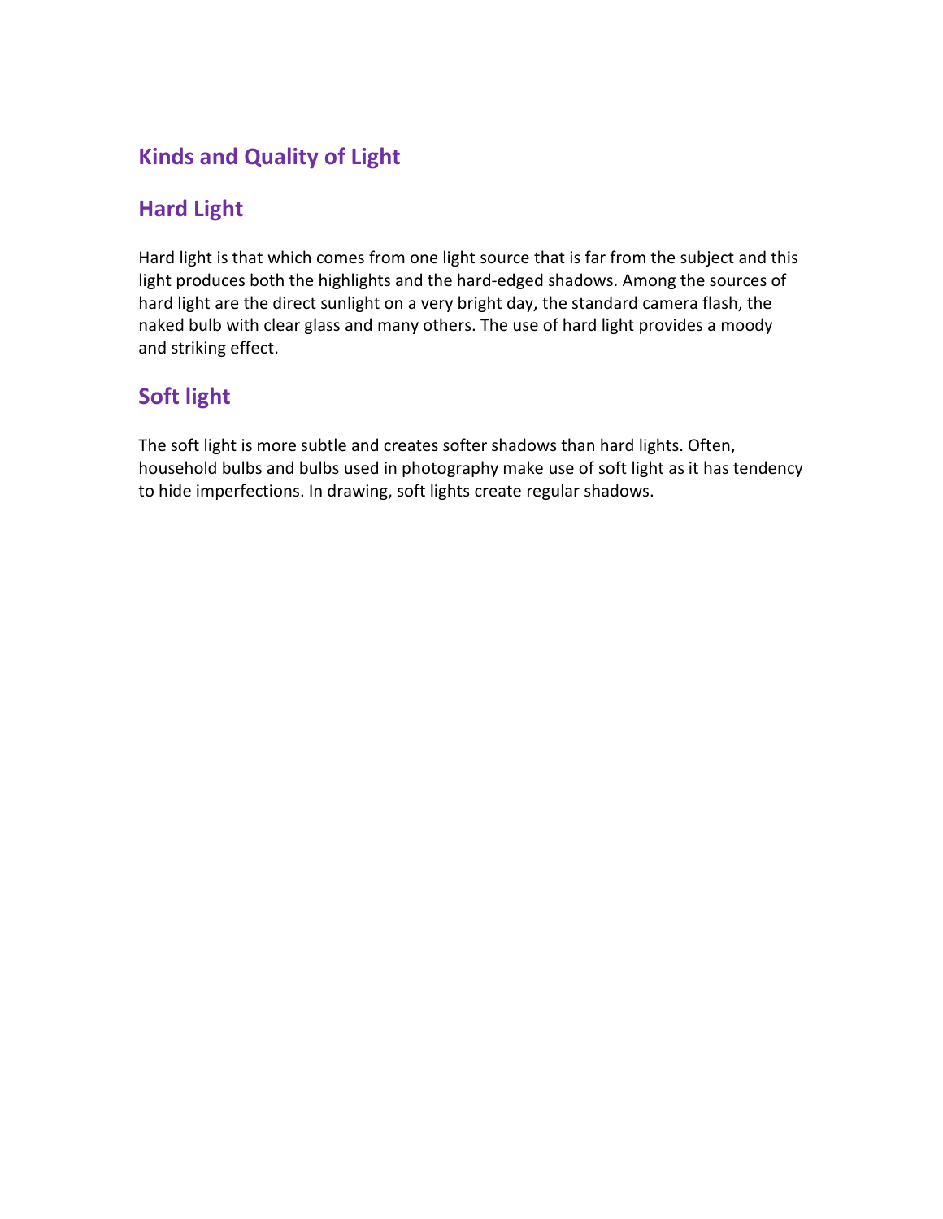## Kinds and Quality of Light

## Hard Light

Hard light is that which comes from one light source that is far from the subject and this light produces both the highlights and the hard-edged shadows. Among the sources of hard light are the direct sunlight on a very bright day, the standard camera flash, the naked bulb with clear glass and many others. The use of hard light provides a moody and striking effect.

## Soft light

The soft light is more subtle and creates softer shadows than hard lights. Often, household bulbs and bulbs used in photography make use of soft light as it has tendency to hide imperfections. In drawing, soft lights create regular shadows.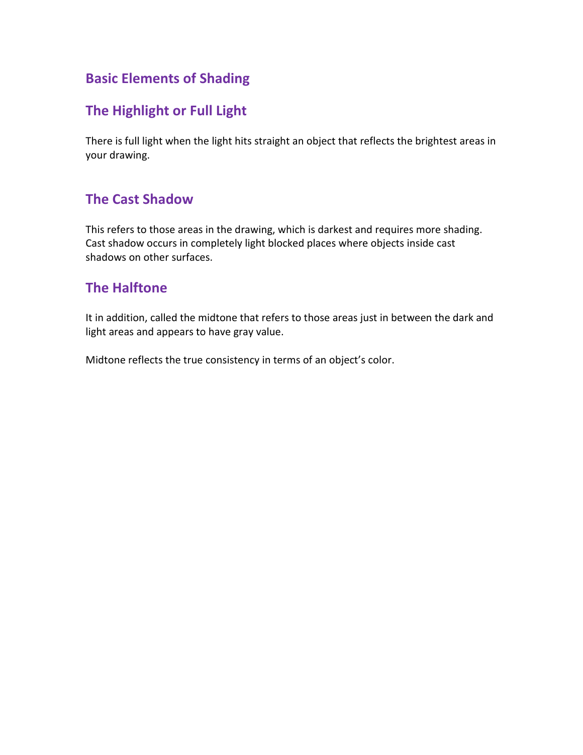## Basic Elements of Shading

## The Highlight or Full Light

There is full light when the light hits straight an object that reflects the brightest areas in your drawing.

## The Cast Shadow

This refers to those areas in the drawing, which is darkest and requires more shading. Cast shadow occurs in completely light blocked places where objects inside cast shadows on other surfaces.

## The Halftone

It in addition, called the midtone that refers to those areas just in between the dark and light areas and appears to have gray value.

Midtone reflects the true consistency in terms of an object's color.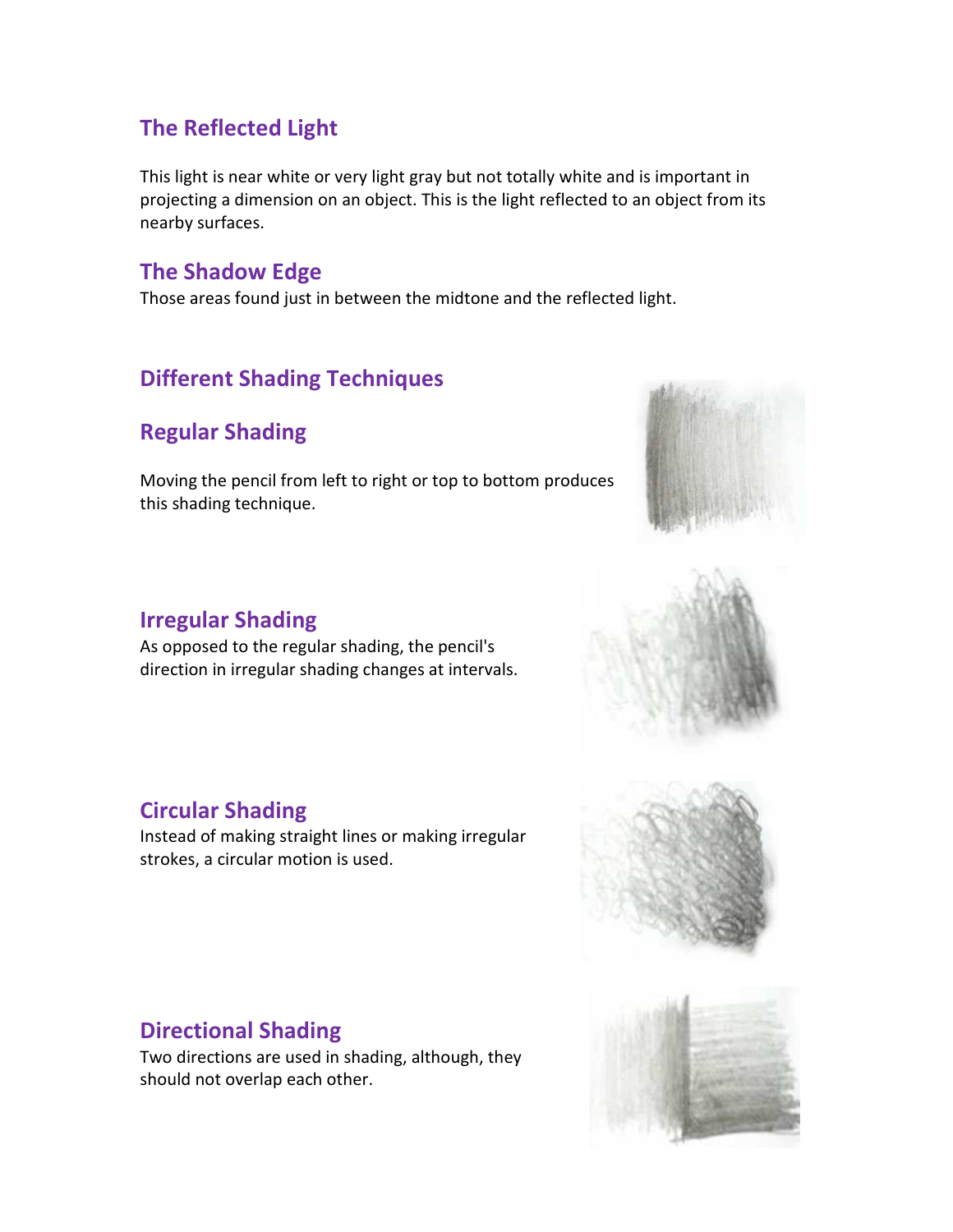## The Reflected Light

This light is near white or very light gray but not totally white and is important in projecting a dimension on an object. This is the light reflected to an object from its nearby surfaces.

## The Shadow Edge

Those areas found just in between the midtone and the reflected light.

## Different Shading Techniques

## Regular Shading

Moving the pencil from left to right or top to bottom produces this shading technique.

## Irregular Shading

As opposed to the regular shading, the pencil's direction in irregular shading changes at intervals.

## Circular Shading

Instead of making straight lines or making irregular strokes, a circular motion is used.

## Directional Shading

Two directions are used in shading, although, they should not overlap each other.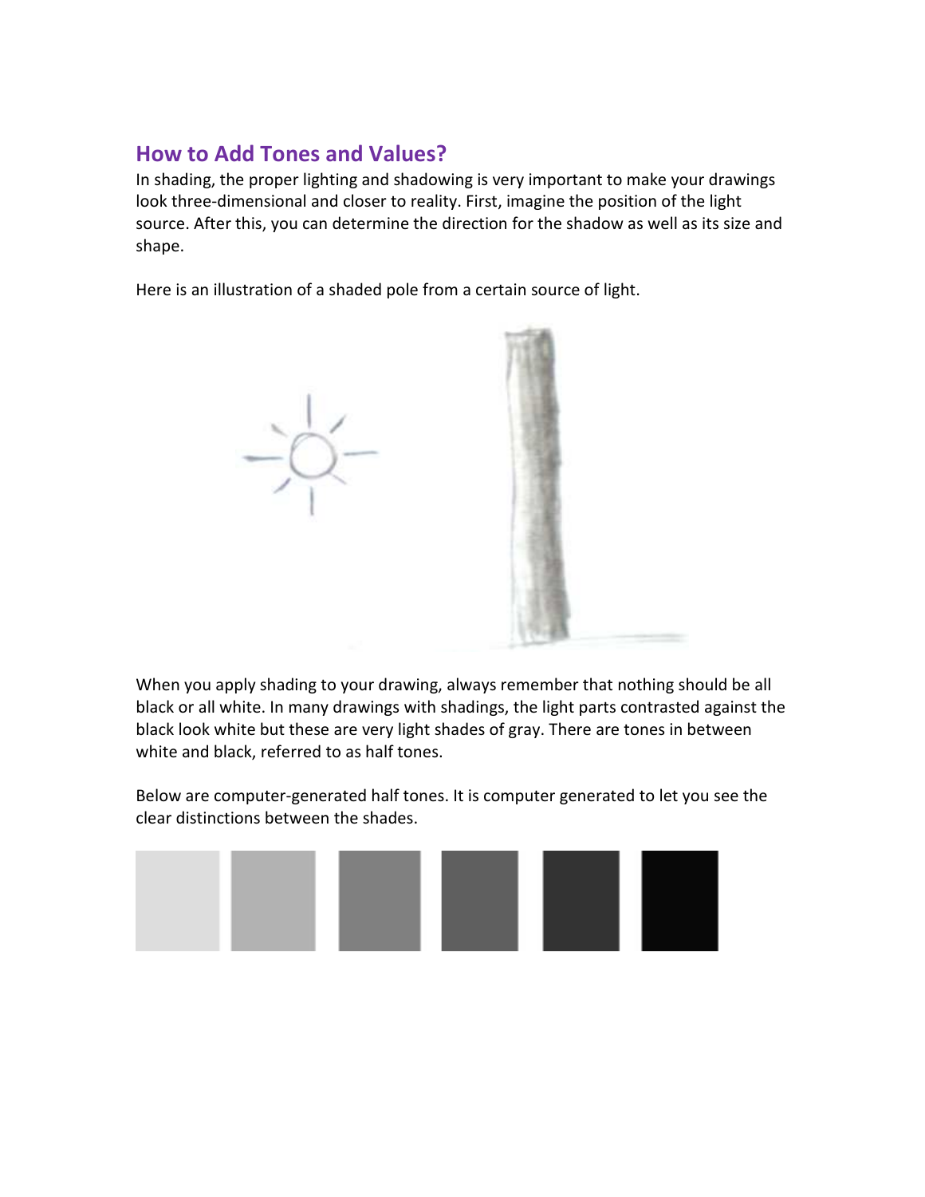## How to Add Tones and Values?

In shading, the proper lighting and shadowing is very important to make your drawings look three-dimensional and closer to reality. First, imagine the position of the light source. After this, you can determine the direction for the shadow as well as its size and shape.

Here is an illustration of a shaded pole from a certain source of light.

When you apply shading to your drawing, always remember that nothing should be all black or all white. In many drawings with shadings, the light parts contrasted against the black look white but these are very light shades of gray. There are tones in between white and black, referred to as half tones.

Below are computer-generated half tones. It is computer generated to let you see the clear distinctions between the shades.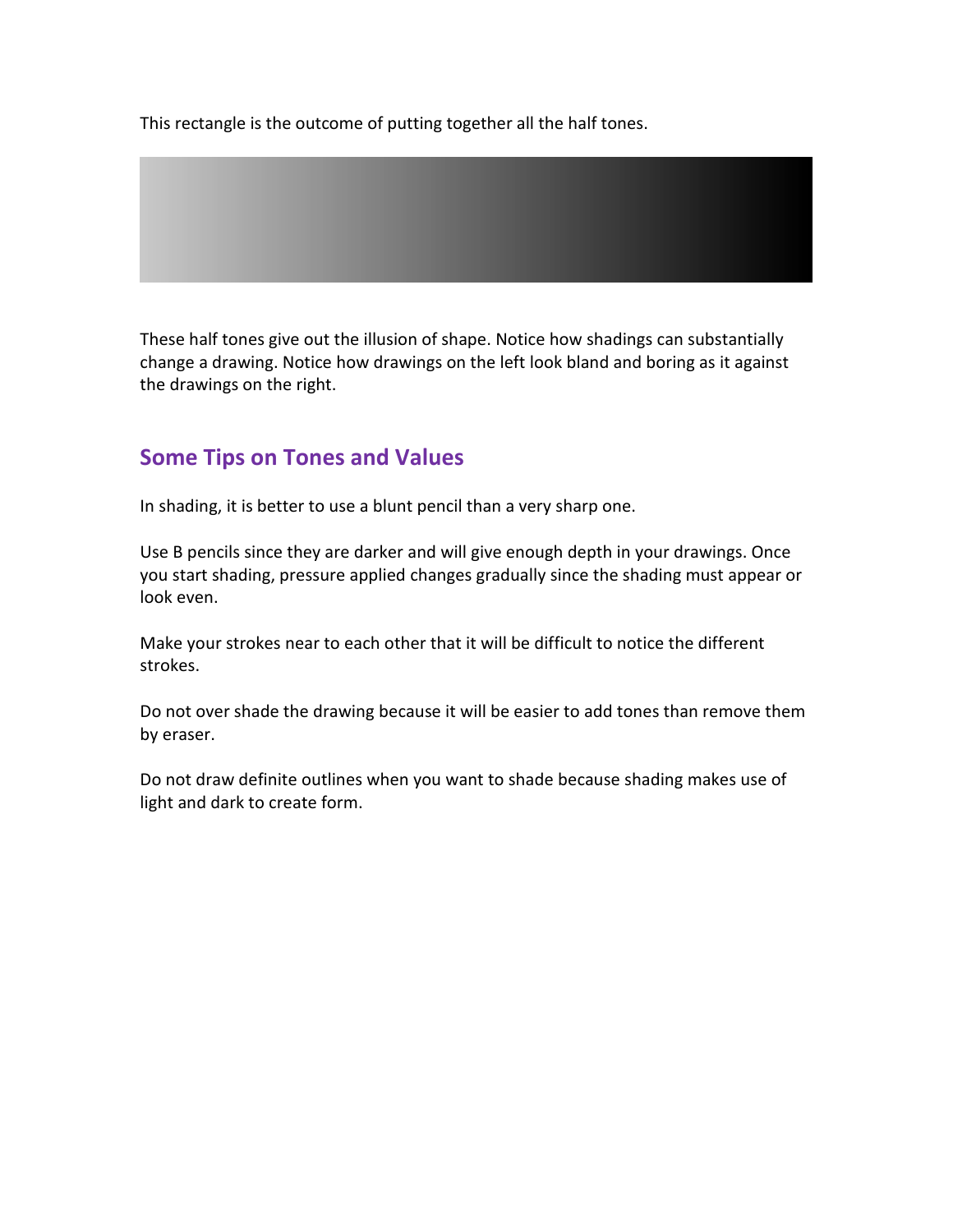This rectangle is the outcome of putting together all the half tones.

These half tones give out the illusion of shape. Notice how shadings can substantially change a drawing. Notice how drawings on the left look bland and boring as it against the drawings on the right.

## Some Tips on Tones and Values

In shading, it is better to use a blunt pencil than a very sharp one.

Use B pencils since they are darker and will give enough depth in your drawings. Once you start shading, pressure applied changes gradually since the shading must appear or look even.

Make your strokes near to each other that it will be difficult to notice the different strokes.

Do not over shade the drawing because it will be easier to add tones than remove them by eraser.

Do not draw definite outlines when you want to shade because shading makes use of light and dark to create form.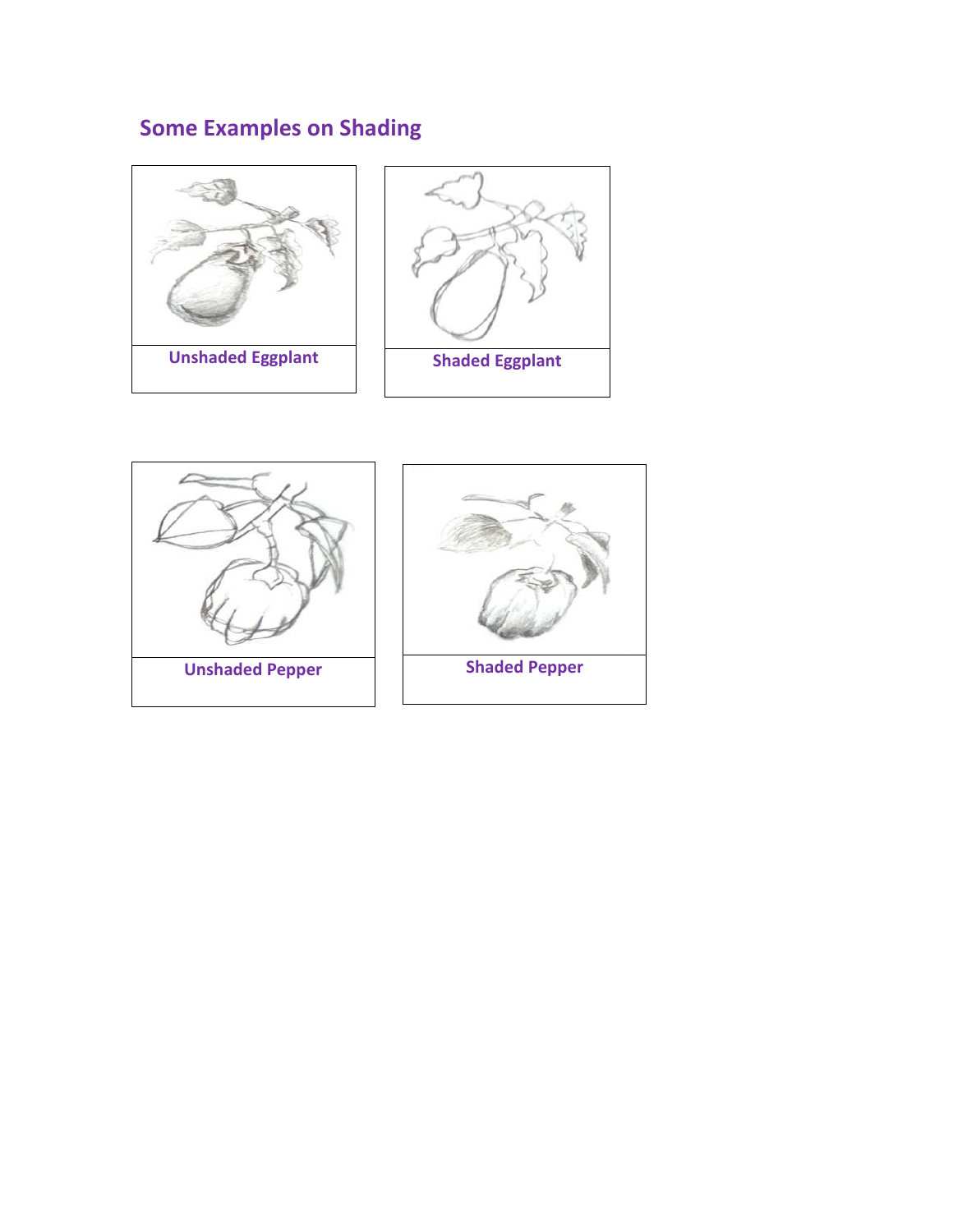# Some Examples on Shading

Unshaded Eggplant

Shaded Eggplant

Unshaded Pepper

Shaded Pepper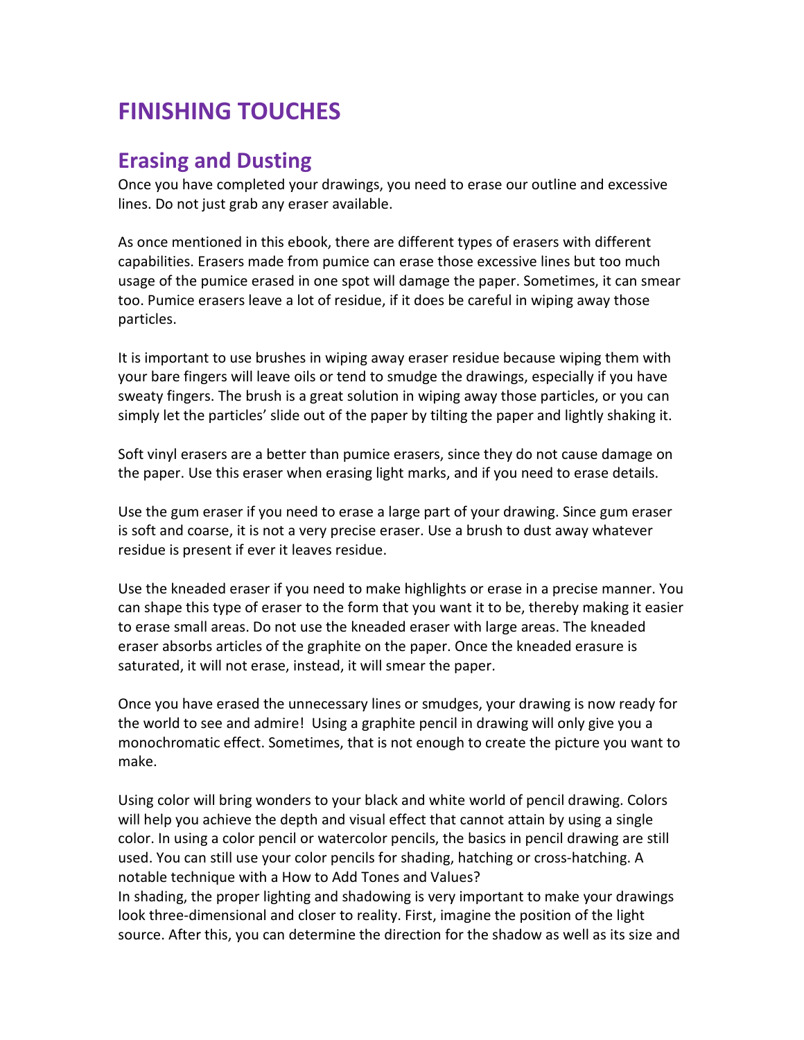# FINISHING TOUCHES

## Erasing and Dusting

Once you have completed your drawings, you need to erase our outline and excessive lines. Do not just grab any eraser available.

As once mentioned in this ebook, there are different types of erasers with different capabilities. Erasers made from pumice can erase those excessive lines but too much usage of the pumice erased in one spot will damage the paper. Sometimes, it can smear too. Pumice erasers leave a lot of residue, if it does be careful in wiping away those particles.

It is important to use brushes in wiping away eraser residue because wiping them with your bare fingers will leave oils or tend to smudge the drawings, especially if you have sweaty fingers. The brush is a great solution in wiping away those particles, or you can simply let the particles' slide out of the paper by tilting the paper and lightly shaking it.

Soft vinyl erasers are a better than pumice erasers, since they do not cause damage on the paper. Use this eraser when erasing light marks, and if you need to erase details.

Use the gum eraser if you need to erase a large part of your drawing. Since gum eraser is soft and coarse, it is not a very precise eraser. Use a brush to dust away whatever residue is present if ever it leaves residue.

Use the kneaded eraser if you need to make highlights or erase in a precise manner. You can shape this type of eraser to the form that you want it to be, thereby making it easier to erase small areas. Do not use the kneaded eraser with large areas. The kneaded eraser absorbs articles of the graphite on the paper. Once the kneaded erasure is saturated, it will not erase, instead, it will smear the paper.

Once you have erased the unnecessary lines or smudges, your drawing is now ready for the world to see and admire! Using a graphite pencil in drawing will only give you a monochromatic effect. Sometimes, that is not enough to create the picture you want to make.

Using color will bring wonders to your black and white world of pencil drawing. Colors will help you achieve the depth and visual effect that cannot attain by using a single color. In using a color pencil or watercolor pencils, the basics in pencil drawing are still used. You can still use your color pencils for shading, hatching or cross-hatching. A notable technique with a How to Add Tones and Values?
In shading, the proper lighting and shadowing is very important to make your drawings look three-dimensional and closer to reality. First, imagine the position of the light source. After this, you can determine the direction for the shadow as well as its size and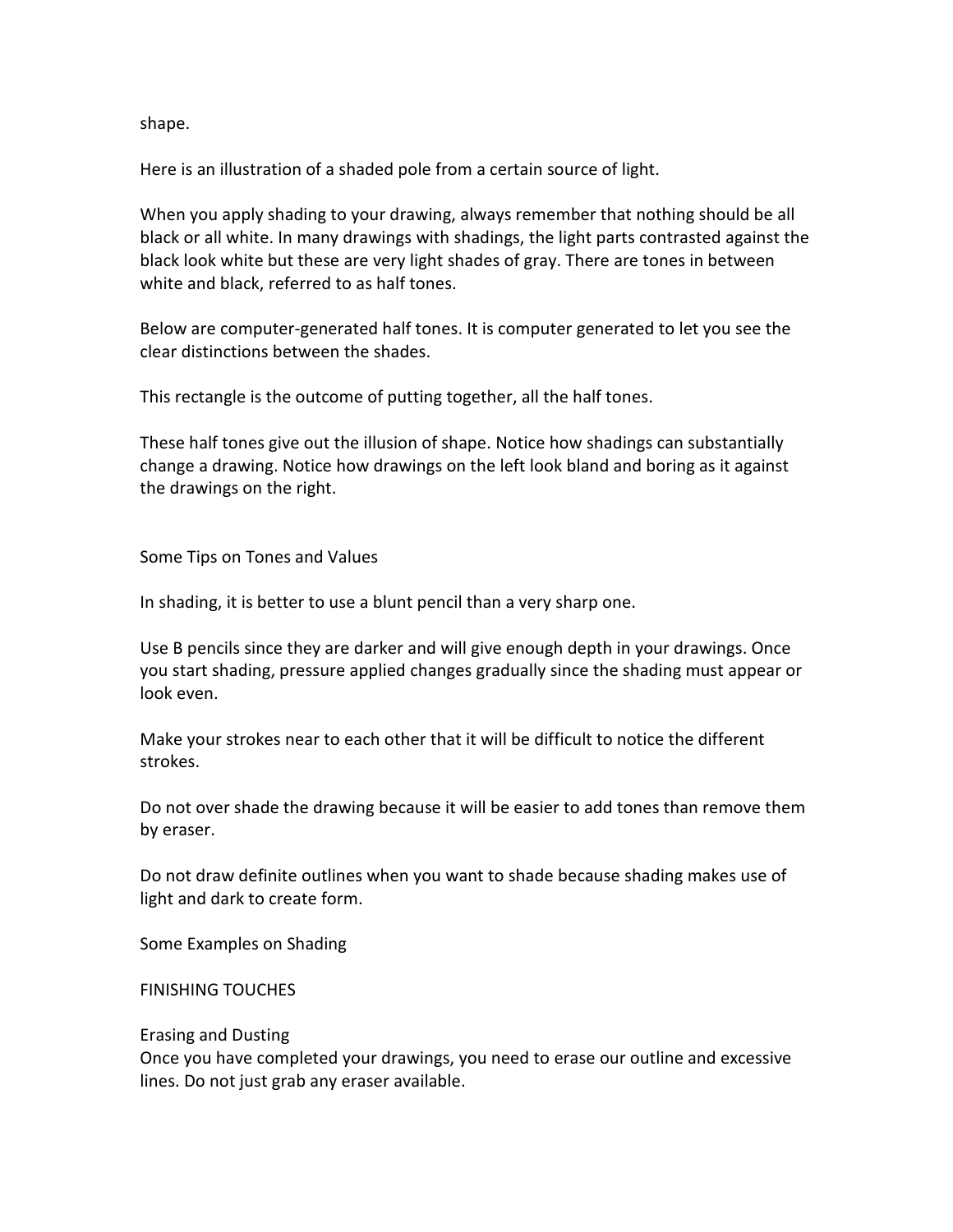shape.

Here is an illustration of a shaded pole from a certain source of light.

When you apply shading to your drawing, always remember that nothing should be all black or all white. In many drawings with shadings, the light parts contrasted against the black look white but these are very light shades of gray. There are tones in between white and black, referred to as half tones.

Below are computer-generated half tones. It is computer generated to let you see the clear distinctions between the shades.

This rectangle is the outcome of putting together, all the half tones.

These half tones give out the illusion of shape. Notice how shadings can substantially change a drawing. Notice how drawings on the left look bland and boring as it against the drawings on the right.

## Some Tips on Tones and Values

In shading, it is better to use a blunt pencil than a very sharp one.

Use B pencils since they are darker and will give enough depth in your drawings. Once you start shading, pressure applied changes gradually since the shading must appear or look even.

Make your strokes near to each other that it will be difficult to notice the different strokes.

Do not over shade the drawing because it will be easier to add tones than remove them by eraser.

Do not draw definite outlines when you want to shade because shading makes use of light and dark to create form.

## Some Examples on Shading

# FINISHING TOUCHES

## Erasing and Dusting

Once you have completed your drawings, you need to erase our outline and excessive lines. Do not just grab any eraser available.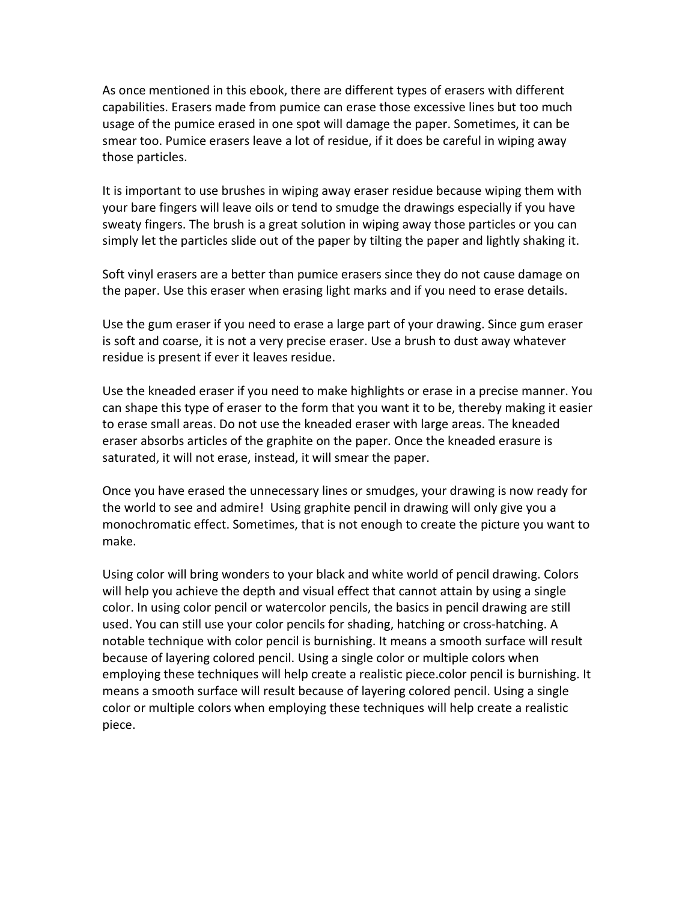As once mentioned in this ebook, there are different types of erasers with different capabilities. Erasers made from pumice can erase those excessive lines but too much usage of the pumice erased in one spot will damage the paper. Sometimes, it can be smear too. Pumice erasers leave a lot of residue, if it does be careful in wiping away those particles.

It is important to use brushes in wiping away eraser residue because wiping them with your bare fingers will leave oils or tend to smudge the drawings especially if you have sweaty fingers. The brush is a great solution in wiping away those particles or you can simply let the particles slide out of the paper by tilting the paper and lightly shaking it.

Soft vinyl erasers are a better than pumice erasers since they do not cause damage on the paper. Use this eraser when erasing light marks and if you need to erase details.

Use the gum eraser if you need to erase a large part of your drawing. Since gum eraser is soft and coarse, it is not a very precise eraser. Use a brush to dust away whatever residue is present if ever it leaves residue.

Use the kneaded eraser if you need to make highlights or erase in a precise manner. You can shape this type of eraser to the form that you want it to be, thereby making it easier to erase small areas. Do not use the kneaded eraser with large areas. The kneaded eraser absorbs articles of the graphite on the paper. Once the kneaded erasure is saturated, it will not erase, instead, it will smear the paper.

Once you have erased the unnecessary lines or smudges, your drawing is now ready for the world to see and admire! Using graphite pencil in drawing will only give you a monochromatic effect. Sometimes, that is not enough to create the picture you want to make.

Using color will bring wonders to your black and white world of pencil drawing. Colors will help you achieve the depth and visual effect that cannot attain by using a single color. In using color pencil or watercolor pencils, the basics in pencil drawing are still used. You can still use your color pencils for shading, hatching or cross-hatching. A notable technique with color pencil is burnishing. It means a smooth surface will result because of layering colored pencil. Using a single color or multiple colors when employing these techniques will help create a realistic piece.color pencil is burnishing. It means a smooth surface will result because of layering colored pencil. Using a single color or multiple colors when employing these techniques will help create a realistic piece.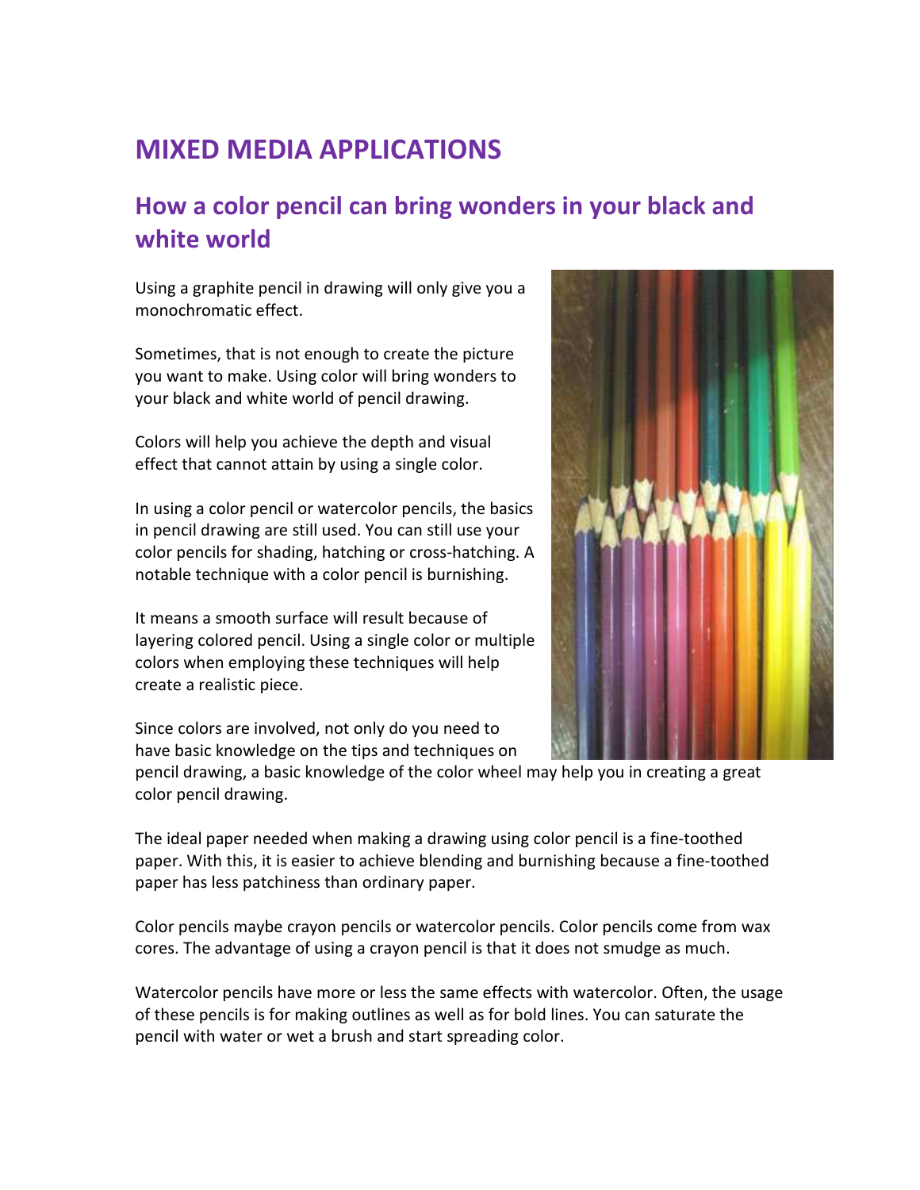# MIXED MEDIA APPLICATIONS

## How a color pencil can bring wonders in your black and white world

Using a graphite pencil in drawing will only give you a monochromatic effect.

Sometimes, that is not enough to create the picture you want to make. Using color will bring wonders to your black and white world of pencil drawing.

Colors will help you achieve the depth and visual effect that cannot attain by using a single color.

In using a color pencil or watercolor pencils, the basics in pencil drawing are still used. You can still use your color pencils for shading, hatching or cross-hatching. A notable technique with a color pencil is burnishing.

It means a smooth surface will result because of layering colored pencil. Using a single color or multiple colors when employing these techniques will help create a realistic piece.

Since colors are involved, not only do you need to have basic knowledge on the tips and techniques on pencil drawing, a basic knowledge of the color wheel may help you in creating a great color pencil drawing.

The ideal paper needed when making a drawing using color pencil is a fine-toothed paper. With this, it is easier to achieve blending and burnishing because a fine-toothed paper has less patchiness than ordinary paper.

Color pencils maybe crayon pencils or watercolor pencils. Color pencils come from wax cores. The advantage of using a crayon pencil is that it does not smudge as much.

Watercolor pencils have more or less the same effects with watercolor. Often, the usage of these pencils is for making outlines as well as for bold lines. You can saturate the pencil with water or wet a brush and start spreading color.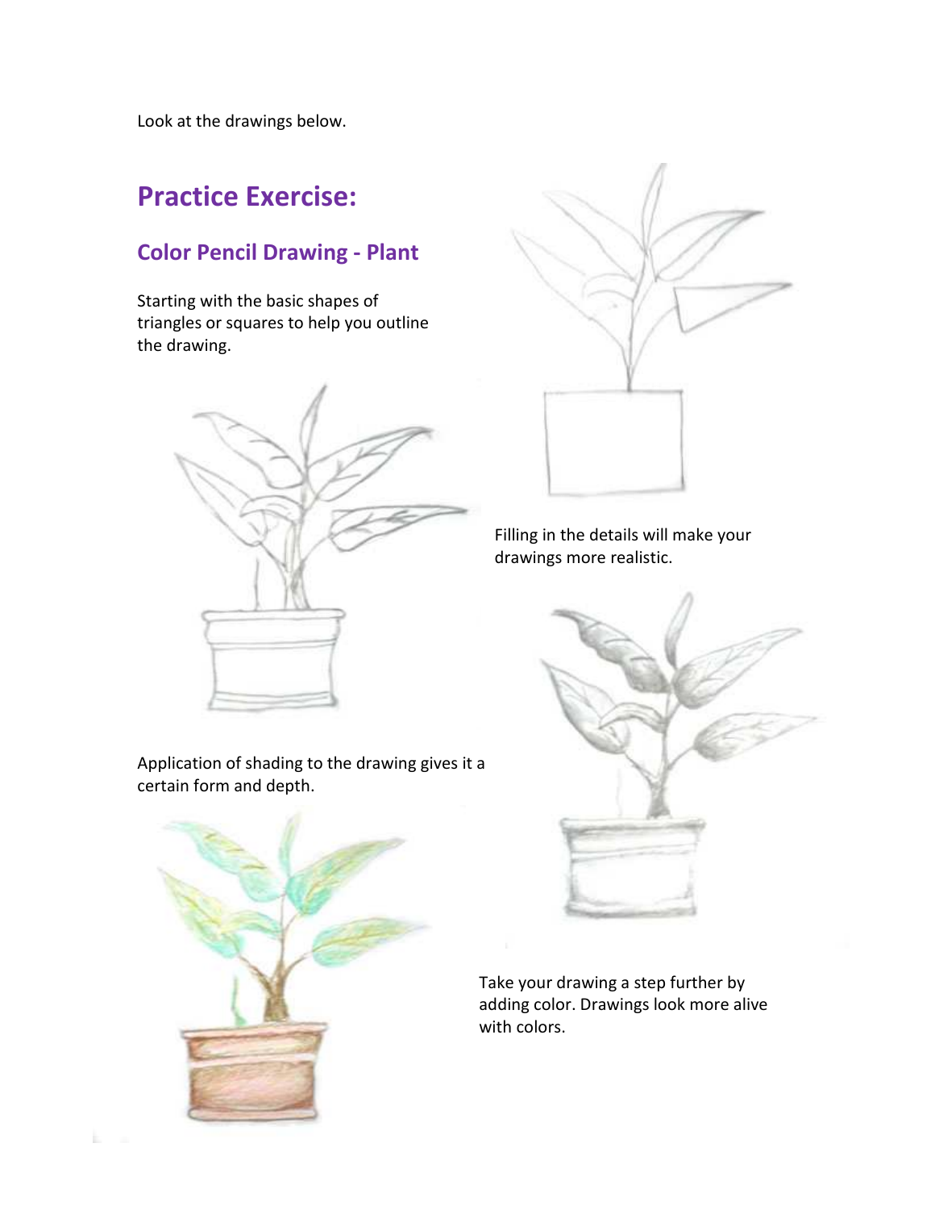Look at the drawings below.

## Practice Exercise:

### Color Pencil Drawing - Plant

Starting with the basic shapes of triangles or squares to help you outline the drawing.

Filling in the details will make your drawings more realistic.

Application of shading to the drawing gives it a certain form and depth.

Take your drawing a step further by adding color. Drawings look more alive with colors.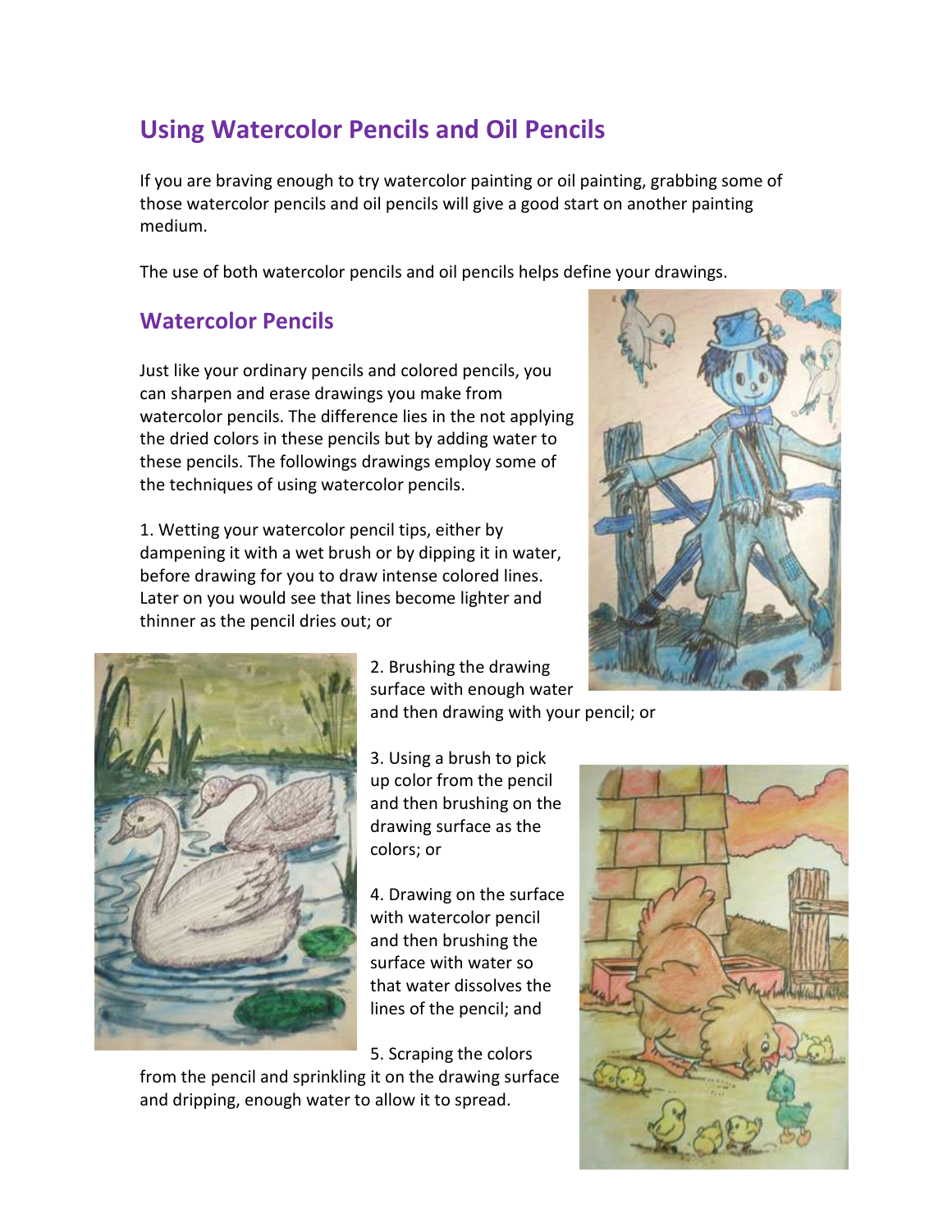# Using Watercolor Pencils and Oil Pencils

If you are braving enough to try watercolor painting or oil painting, grabbing some of those watercolor pencils and oil pencils will give a good start on another painting medium.

The use of both watercolor pencils and oil pencils helps define your drawings.

## Watercolor Pencils

Just like your ordinary pencils and colored pencils, you can sharpen and erase drawings you make from watercolor pencils. The difference lies in the not applying the dried colors in these pencils but by adding water to these pencils. The followings drawings employ some of the techniques of using watercolor pencils.

1. Wetting your watercolor pencil tips, either by dampening it with a wet brush or by dipping it in water, before drawing for you to draw intense colored lines. Later on you would see that lines become lighter and thinner as the pencil dries out; or

2. Brushing the drawing surface with enough water and then drawing with your pencil; or

3. Using a brush to pick up color from the pencil and then brushing on the drawing surface as the colors; or

4. Drawing on the surface with watercolor pencil and then brushing the surface with water so that water dissolves the lines of the pencil; and

5. Scraping the colors from the pencil and sprinkling it on the drawing surface and dripping, enough water to allow it to spread.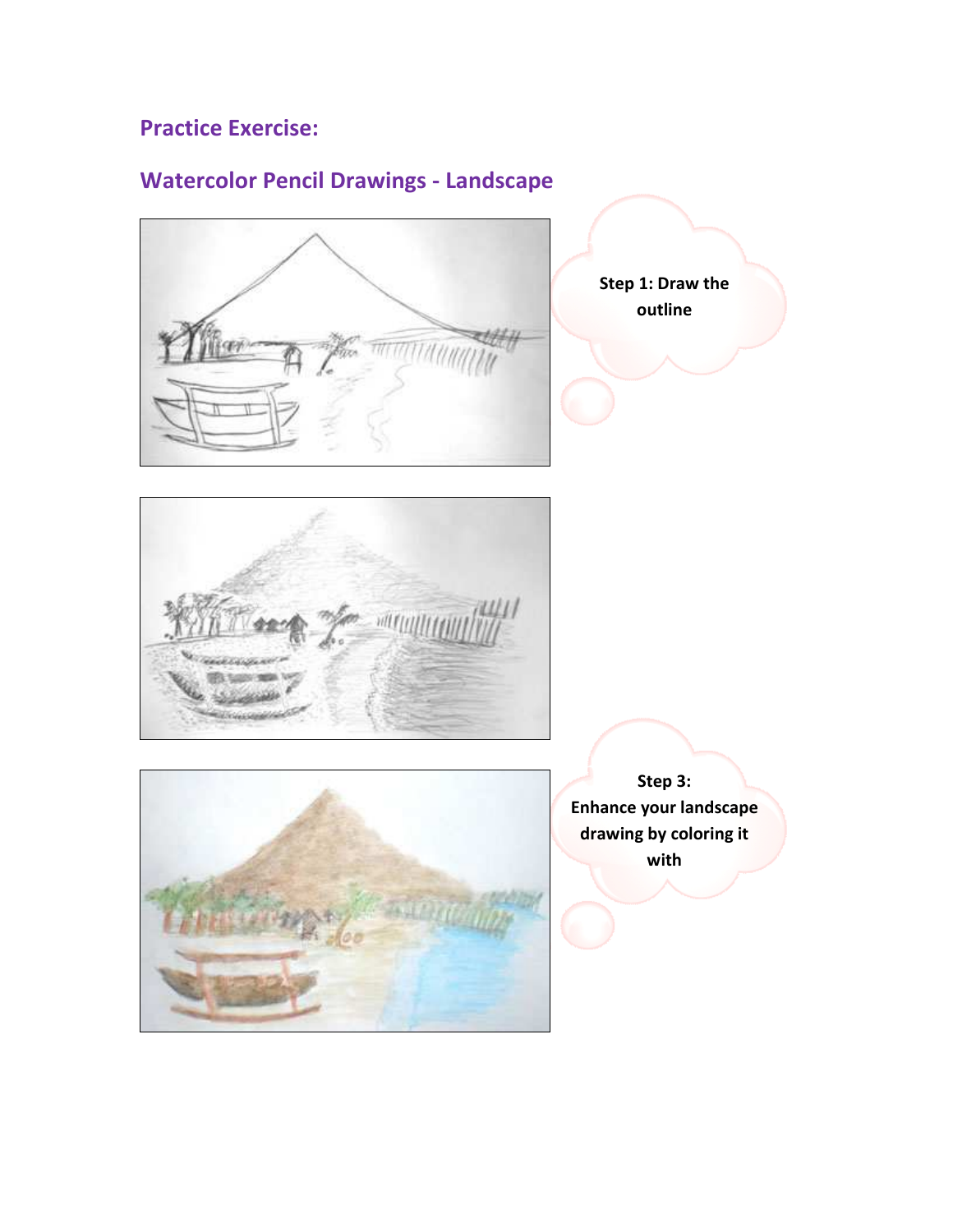## Practice Exercise:

## Watercolor Pencil Drawings - Landscape

**Step 1: Draw the outline**

**Step 3: Enhance your landscape drawing by coloring it with**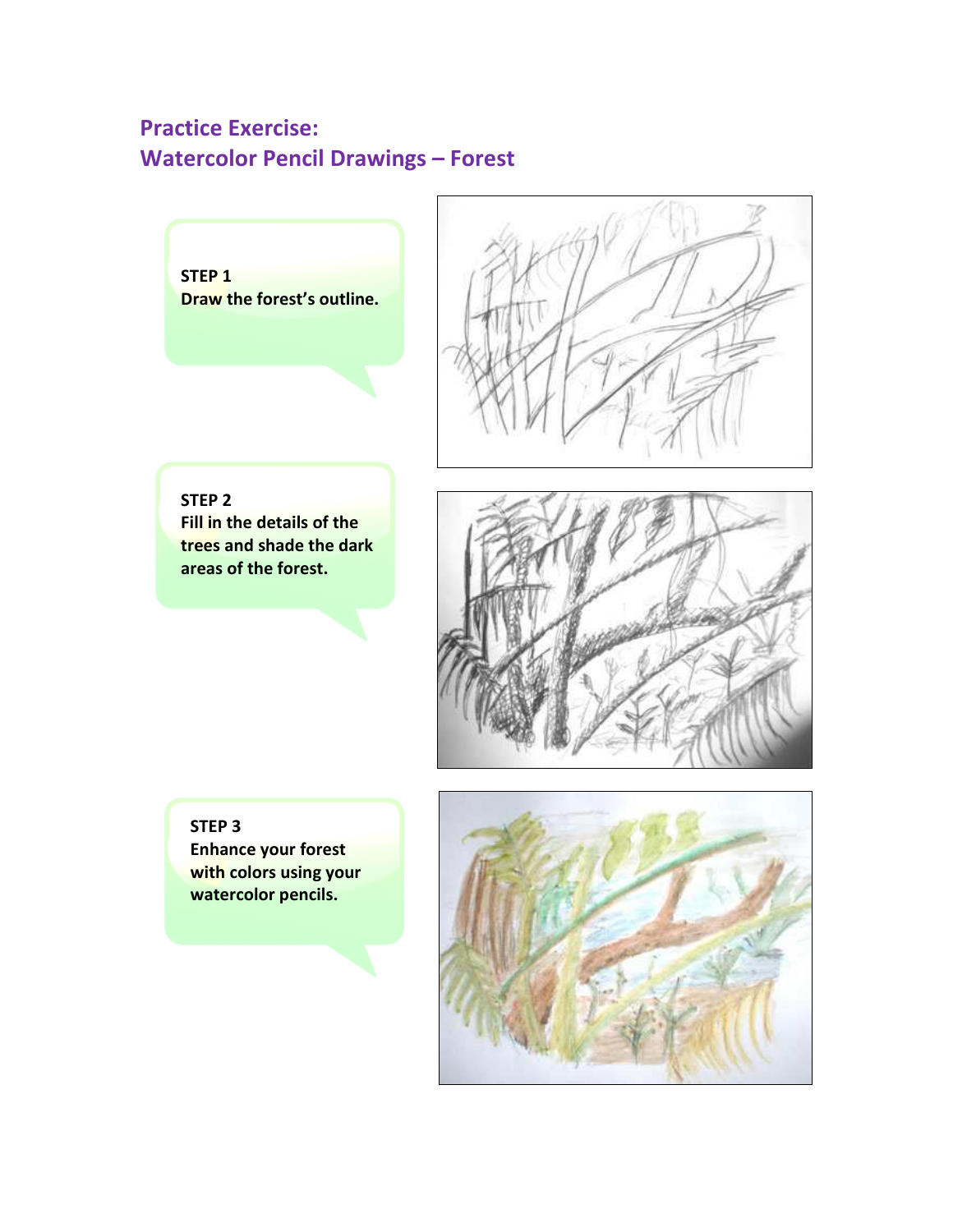## Practice Exercise:
## Watercolor Pencil Drawings – Forest

**STEP 1**
**Draw the forest's outline.**

**STEP 2**
**Fill in the details of the trees and shade the dark areas of the forest.**

**STEP 3**
**Enhance your forest with colors using your watercolor pencils.**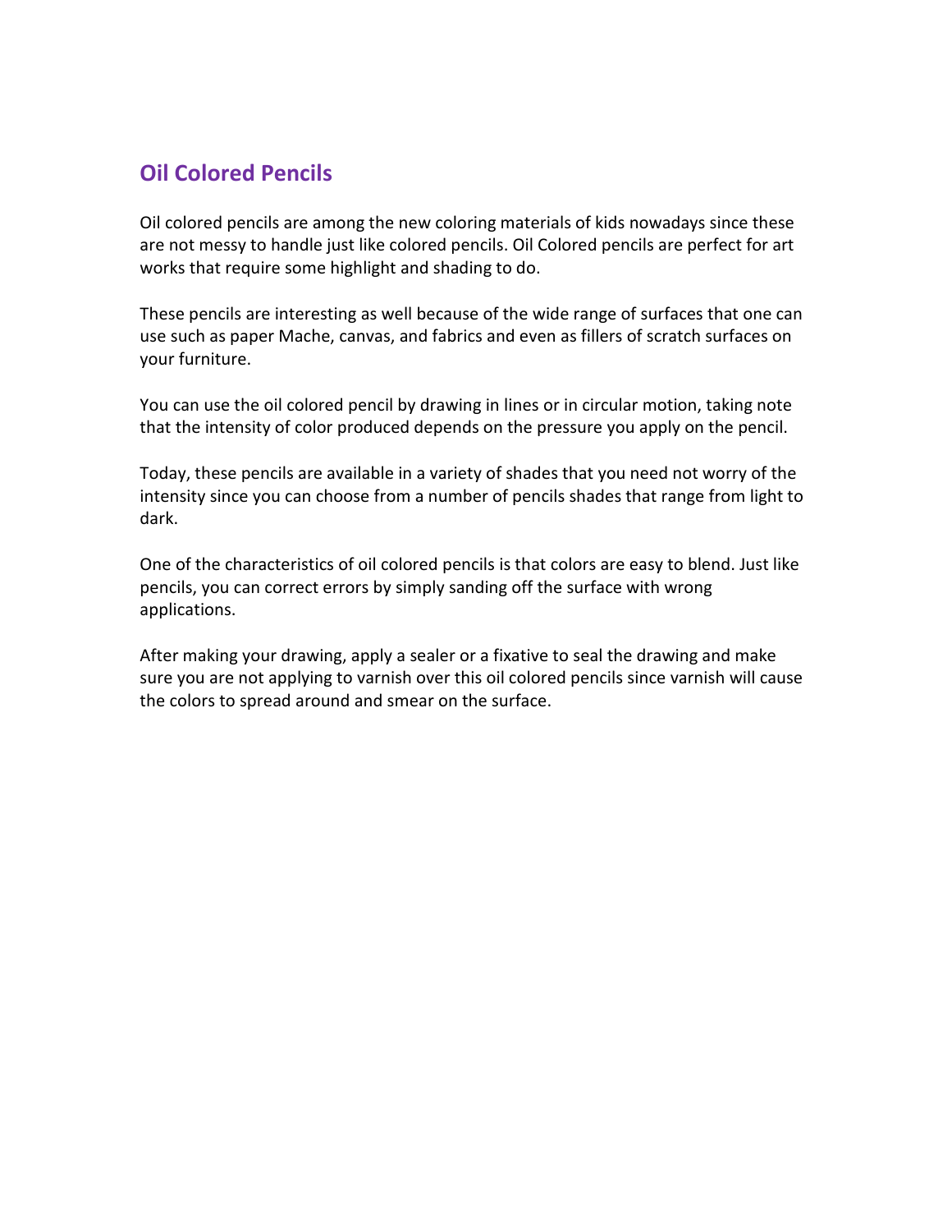## Oil Colored Pencils

Oil colored pencils are among the new coloring materials of kids nowadays since these are not messy to handle just like colored pencils. Oil Colored pencils are perfect for art works that require some highlight and shading to do.

These pencils are interesting as well because of the wide range of surfaces that one can use such as paper Mache, canvas, and fabrics and even as fillers of scratch surfaces on your furniture.

You can use the oil colored pencil by drawing in lines or in circular motion, taking note that the intensity of color produced depends on the pressure you apply on the pencil.

Today, these pencils are available in a variety of shades that you need not worry of the intensity since you can choose from a number of pencils shades that range from light to dark.

One of the characteristics of oil colored pencils is that colors are easy to blend. Just like pencils, you can correct errors by simply sanding off the surface with wrong applications.

After making your drawing, apply a sealer or a fixative to seal the drawing and make sure you are not applying to varnish over this oil colored pencils since varnish will cause the colors to spread around and smear on the surface.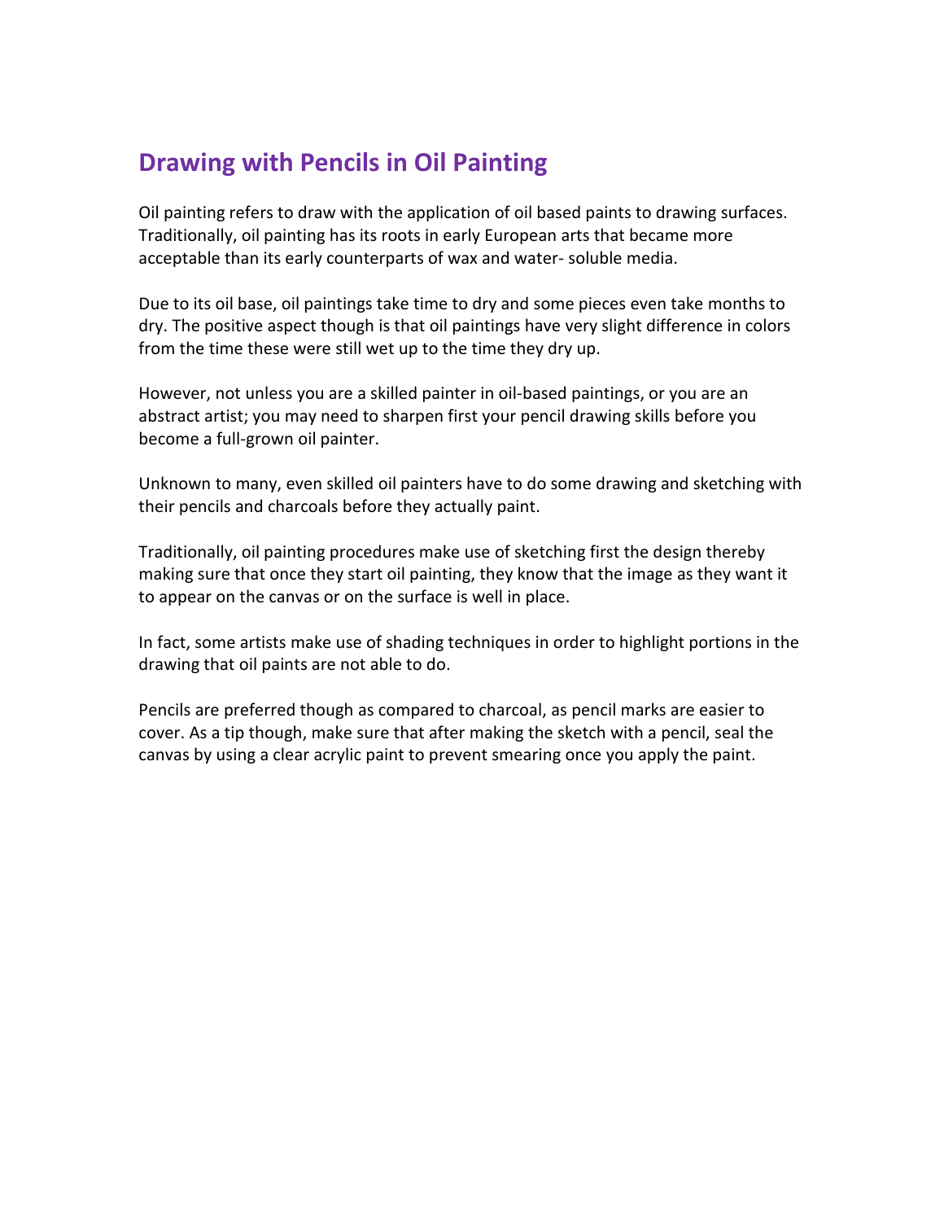## Drawing with Pencils in Oil Painting

Oil painting refers to draw with the application of oil based paints to drawing surfaces. Traditionally, oil painting has its roots in early European arts that became more acceptable than its early counterparts of wax and water- soluble media.

Due to its oil base, oil paintings take time to dry and some pieces even take months to dry. The positive aspect though is that oil paintings have very slight difference in colors from the time these were still wet up to the time they dry up.

However, not unless you are a skilled painter in oil-based paintings, or you are an abstract artist; you may need to sharpen first your pencil drawing skills before you become a full-grown oil painter.

Unknown to many, even skilled oil painters have to do some drawing and sketching with their pencils and charcoals before they actually paint.

Traditionally, oil painting procedures make use of sketching first the design thereby making sure that once they start oil painting, they know that the image as they want it to appear on the canvas or on the surface is well in place.

In fact, some artists make use of shading techniques in order to highlight portions in the drawing that oil paints are not able to do.

Pencils are preferred though as compared to charcoal, as pencil marks are easier to cover. As a tip though, make sure that after making the sketch with a pencil, seal the canvas by using a clear acrylic paint to prevent smearing once you apply the paint.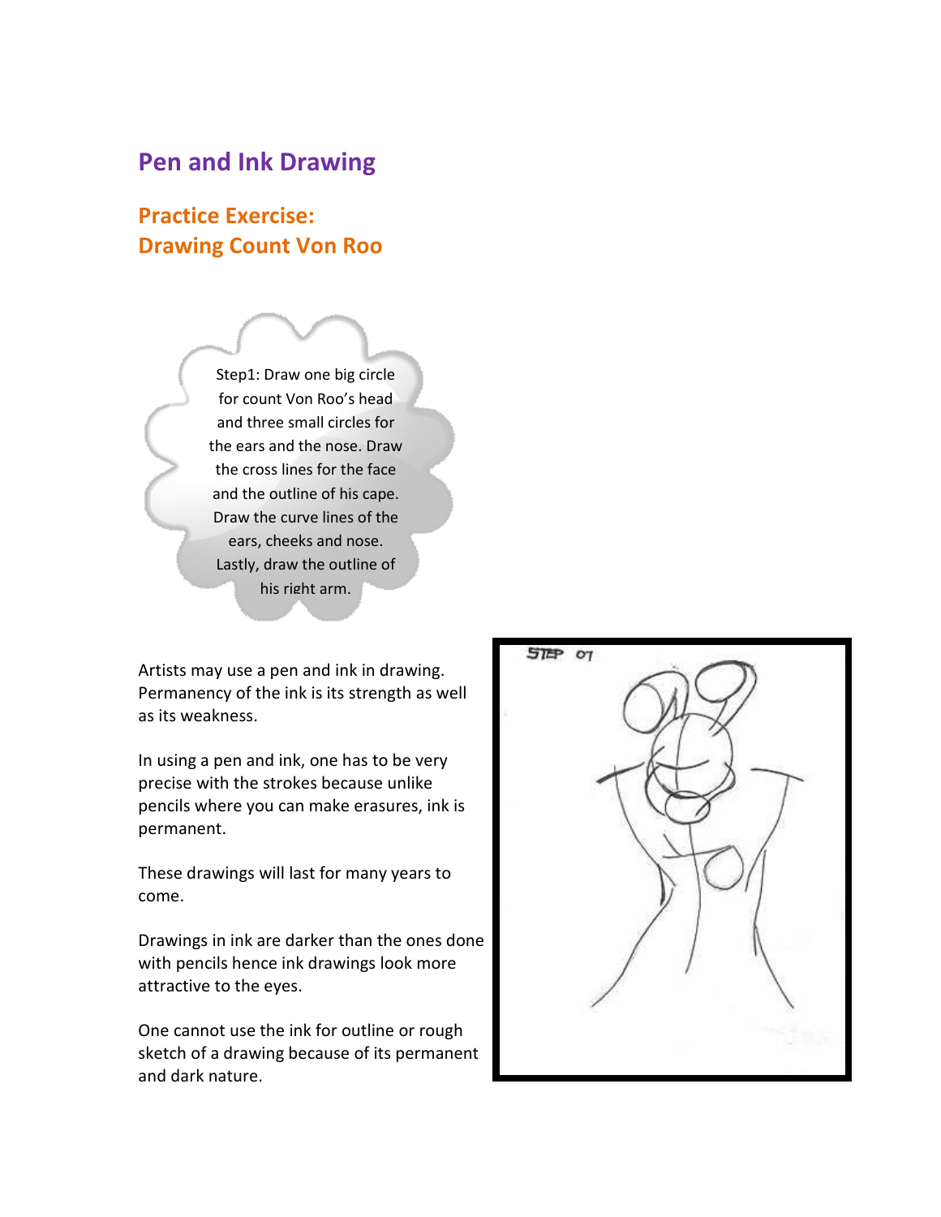## Pen and Ink Drawing

### Practice Exercise:
### Drawing Count Von Roo

Step1: Draw one big circle for count Von Roo's head and three small circles for the ears and the nose. Draw the cross lines for the face and the outline of his cape. Draw the curve lines of the ears, cheeks and nose. Lastly, draw the outline of his right arm.

Artists may use a pen and ink in drawing. Permanency of the ink is its strength as well as its weakness.

In using a pen and ink, one has to be very precise with the strokes because unlike pencils where you can make erasures, ink is permanent.

These drawings will last for many years to come.

Drawings in ink are darker than the ones done with pencils hence ink drawings look more attractive to the eyes.

One cannot use the ink for outline or rough sketch of a drawing because of its permanent and dark nature.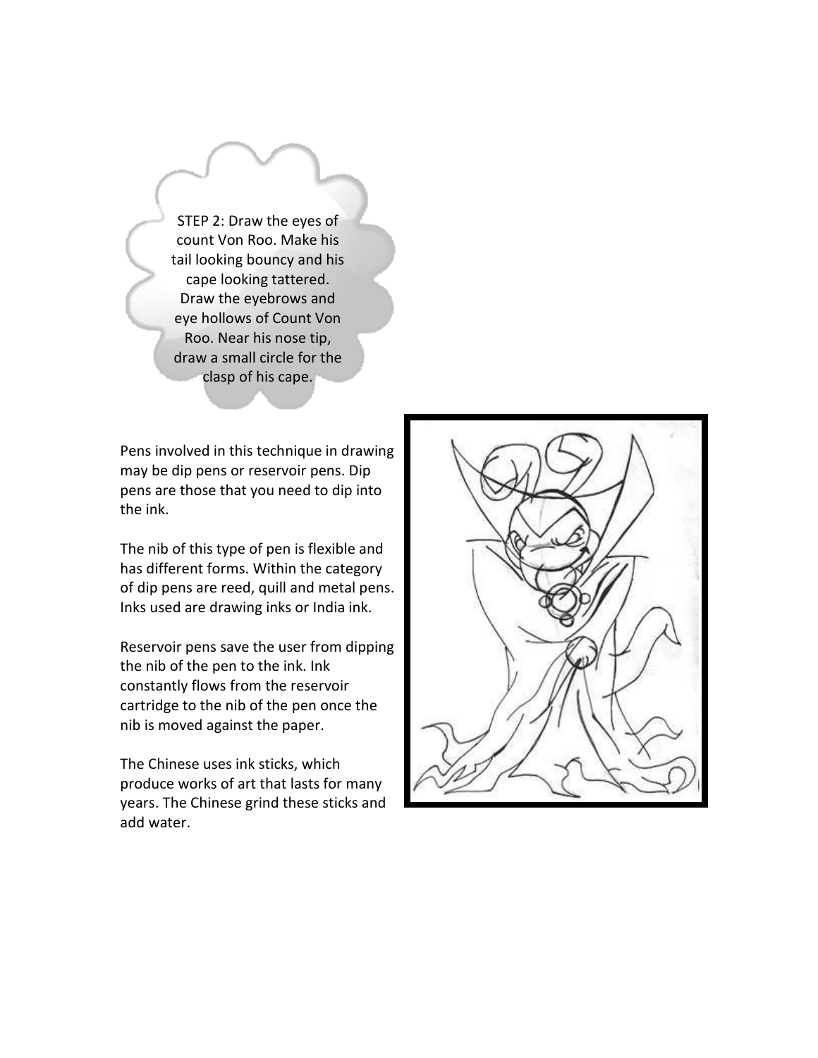STEP 2: Draw the eyes of count Von Roo. Make his tail looking bouncy and his cape looking tattered. Draw the eyebrows and eye hollows of Count Von Roo. Near his nose tip, draw a small circle for the clasp of his cape.

Pens involved in this technique in drawing may be dip pens or reservoir pens. Dip pens are those that you need to dip into the ink.

The nib of this type of pen is flexible and has different forms. Within the category of dip pens are reed, quill and metal pens. Inks used are drawing inks or India ink.

Reservoir pens save the user from dipping the nib of the pen to the ink. Ink constantly flows from the reservoir cartridge to the nib of the pen once the nib is moved against the paper.

The Chinese uses ink sticks, which produce works of art that lasts for many years. The Chinese grind these sticks and add water.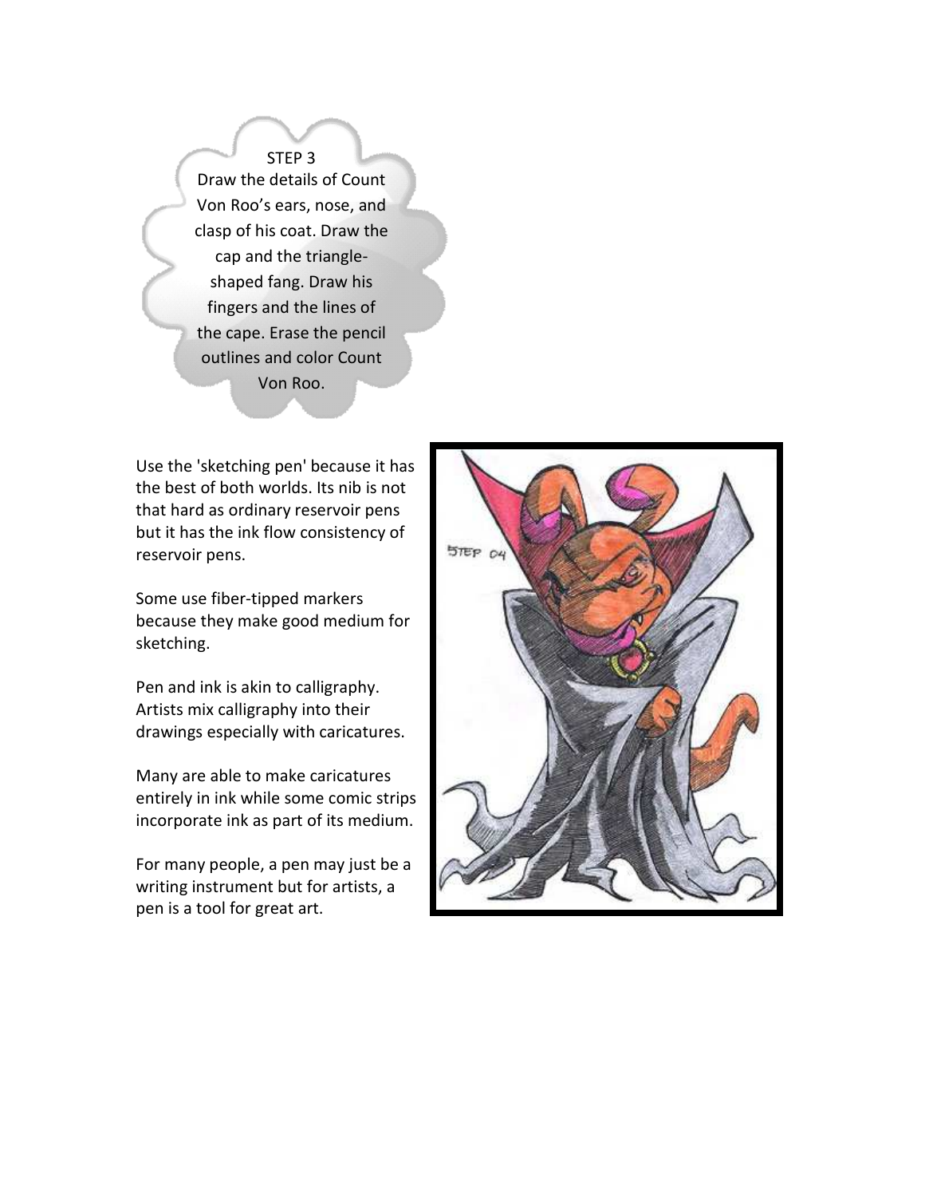STEP 3

Draw the details of Count Von Roo's ears, nose, and clasp of his coat. Draw the cap and the triangle-shaped fang. Draw his fingers and the lines of the cape. Erase the pencil outlines and color Count Von Roo.

Use the 'sketching pen' because it has the best of both worlds. Its nib is not that hard as ordinary reservoir pens but it has the ink flow consistency of reservoir pens.

Some use fiber-tipped markers because they make good medium for sketching.

Pen and ink is akin to calligraphy. Artists mix calligraphy into their drawings especially with caricatures.

Many are able to make caricatures entirely in ink while some comic strips incorporate ink as part of its medium.

For many people, a pen may just be a writing instrument but for artists, a pen is a tool for great art.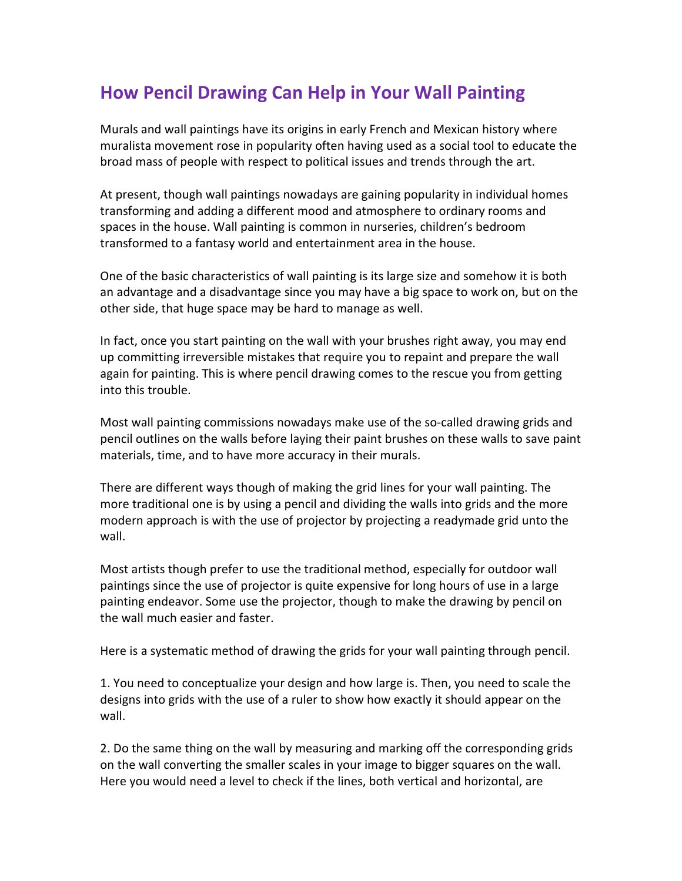## How Pencil Drawing Can Help in Your Wall Painting

Murals and wall paintings have its origins in early French and Mexican history where muralista movement rose in popularity often having used as a social tool to educate the broad mass of people with respect to political issues and trends through the art.

At present, though wall paintings nowadays are gaining popularity in individual homes transforming and adding a different mood and atmosphere to ordinary rooms and spaces in the house. Wall painting is common in nurseries, children's bedroom transformed to a fantasy world and entertainment area in the house.

One of the basic characteristics of wall painting is its large size and somehow it is both an advantage and a disadvantage since you may have a big space to work on, but on the other side, that huge space may be hard to manage as well.

In fact, once you start painting on the wall with your brushes right away, you may end up committing irreversible mistakes that require you to repaint and prepare the wall again for painting. This is where pencil drawing comes to the rescue you from getting into this trouble.

Most wall painting commissions nowadays make use of the so-called drawing grids and pencil outlines on the walls before laying their paint brushes on these walls to save paint materials, time, and to have more accuracy in their murals.

There are different ways though of making the grid lines for your wall painting. The more traditional one is by using a pencil and dividing the walls into grids and the more modern approach is with the use of projector by projecting a readymade grid unto the wall.

Most artists though prefer to use the traditional method, especially for outdoor wall paintings since the use of projector is quite expensive for long hours of use in a large painting endeavor. Some use the projector, though to make the drawing by pencil on the wall much easier and faster.

Here is a systematic method of drawing the grids for your wall painting through pencil.

1. You need to conceptualize your design and how large is. Then, you need to scale the designs into grids with the use of a ruler to show how exactly it should appear on the wall.

2. Do the same thing on the wall by measuring and marking off the corresponding grids on the wall converting the smaller scales in your image to bigger squares on the wall. Here you would need a level to check if the lines, both vertical and horizontal, are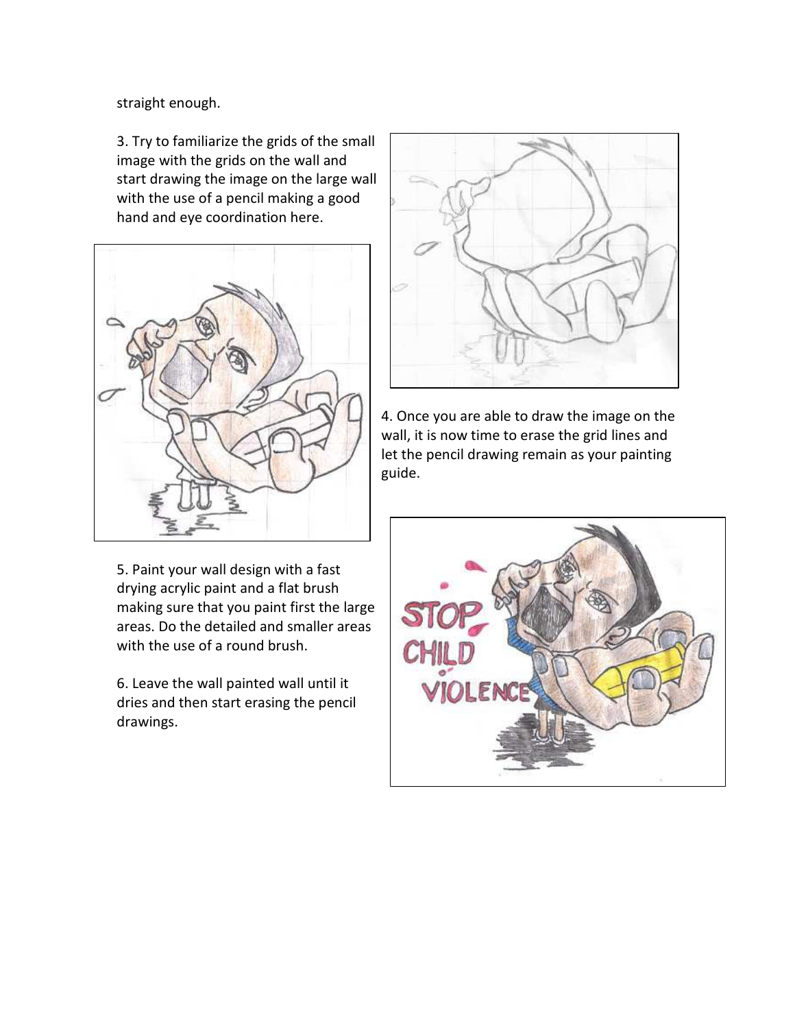straight enough.

3. Try to familiarize the grids of the small image with the grids on the wall and start drawing the image on the large wall with the use of a pencil making a good hand and eye coordination here.

4. Once you are able to draw the image on the wall, it is now time to erase the grid lines and let the pencil drawing remain as your painting guide.

5. Paint your wall design with a fast drying acrylic paint and a flat brush making sure that you paint first the large areas. Do the detailed and smaller areas with the use of a round brush.

6. Leave the wall painted wall until it dries and then start erasing the pencil drawings.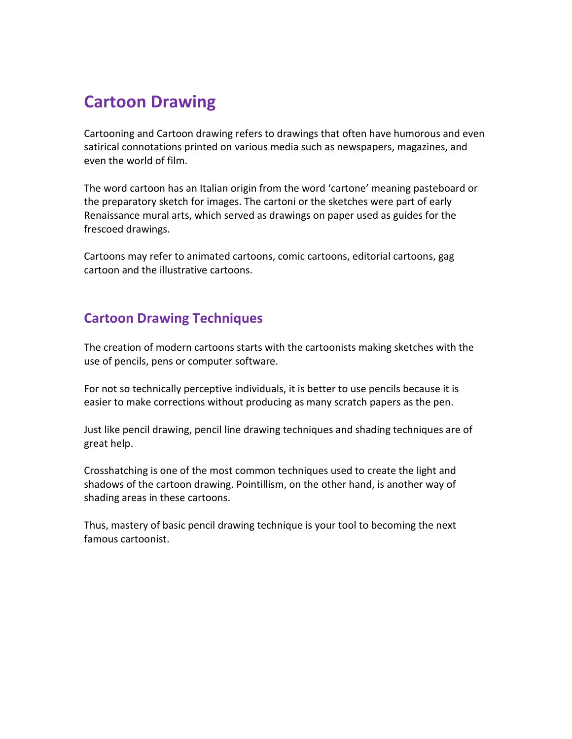## Cartoon Drawing

Cartooning and Cartoon drawing refers to drawings that often have humorous and even satirical connotations printed on various media such as newspapers, magazines, and even the world of film.

The word cartoon has an Italian origin from the word 'cartone' meaning pasteboard or the preparatory sketch for images. The cartoni or the sketches were part of early Renaissance mural arts, which served as drawings on paper used as guides for the frescoed drawings.

Cartoons may refer to animated cartoons, comic cartoons, editorial cartoons, gag cartoon and the illustrative cartoons.

### Cartoon Drawing Techniques

The creation of modern cartoons starts with the cartoonists making sketches with the use of pencils, pens or computer software.

For not so technically perceptive individuals, it is better to use pencils because it is easier to make corrections without producing as many scratch papers as the pen.

Just like pencil drawing, pencil line drawing techniques and shading techniques are of great help.

Crosshatching is one of the most common techniques used to create the light and shadows of the cartoon drawing. Pointillism, on the other hand, is another way of shading areas in these cartoons.

Thus, mastery of basic pencil drawing technique is your tool to becoming the next famous cartoonist.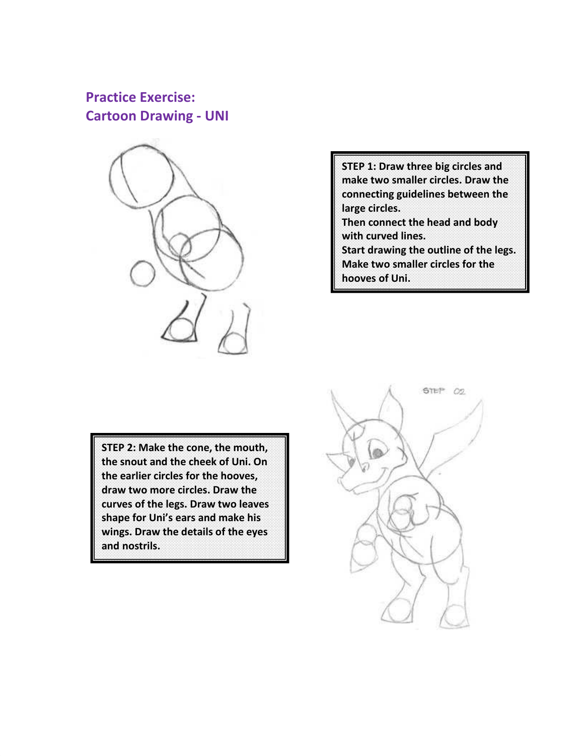## Practice Exercise:
## Cartoon Drawing - UNI

**STEP 1: Draw three big circles and make two smaller circles. Draw the connecting guidelines between the large circles.
Then connect the head and body with curved lines.
Start drawing the outline of the legs. Make two smaller circles for the hooves of Uni.**

**STEP 2: Make the cone, the mouth, the snout and the cheek of Uni. On the earlier circles for the hooves, draw two more circles. Draw the curves of the legs. Draw two leaves shape for Uni's ears and make his wings. Draw the details of the eyes and nostrils.**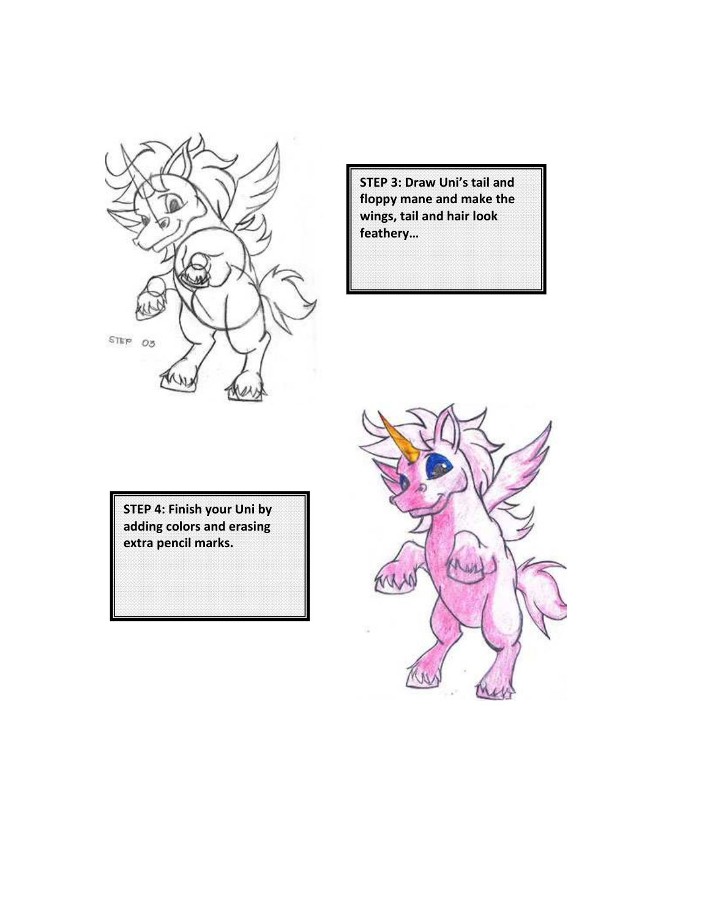**STEP 3: Draw Uni's tail and floppy mane and make the wings, tail and hair look feathery…**

**STEP 4: Finish your Uni by adding colors and erasing extra pencil marks.**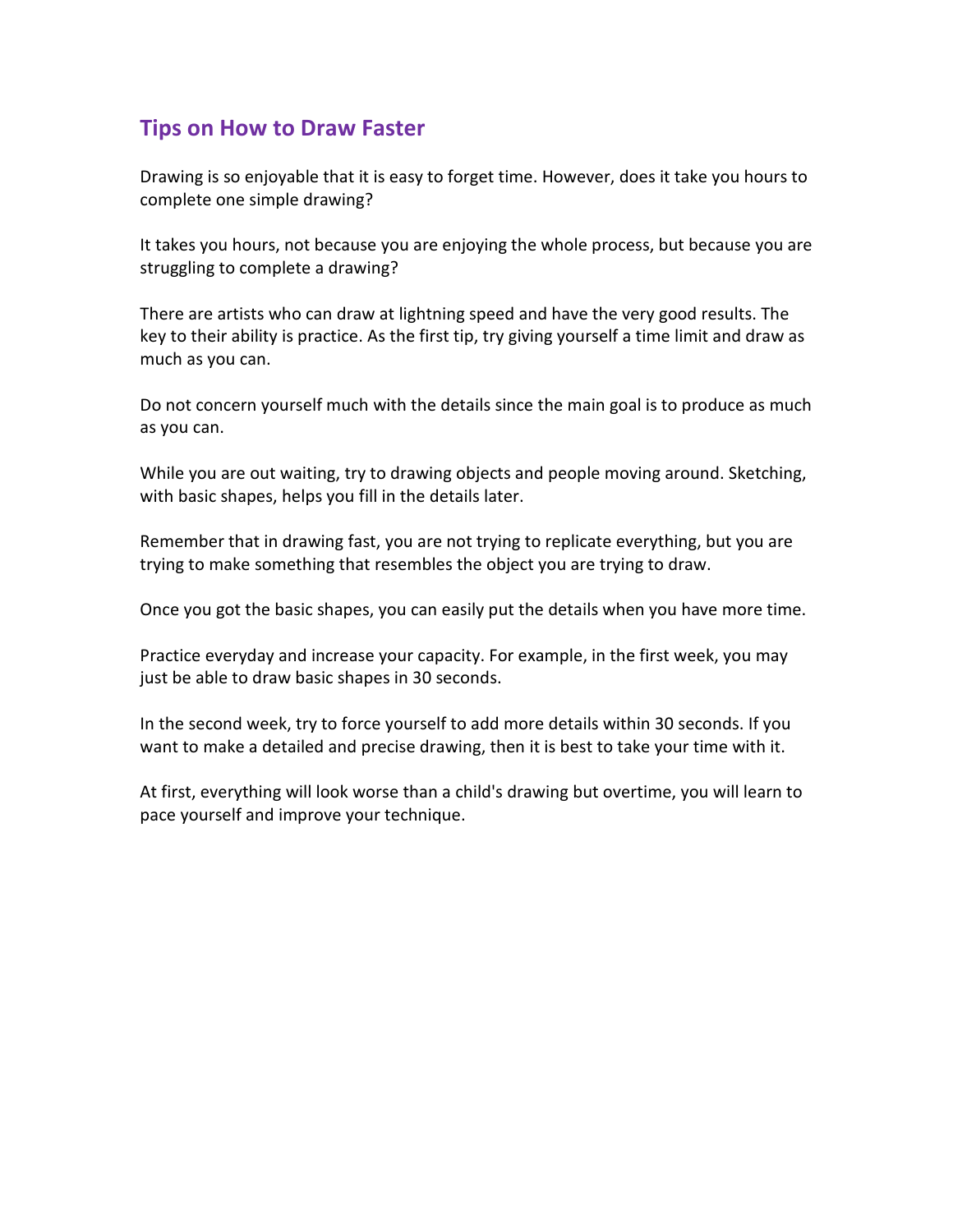## Tips on How to Draw Faster

Drawing is so enjoyable that it is easy to forget time. However, does it take you hours to complete one simple drawing?

It takes you hours, not because you are enjoying the whole process, but because you are struggling to complete a drawing?

There are artists who can draw at lightning speed and have the very good results. The key to their ability is practice. As the first tip, try giving yourself a time limit and draw as much as you can.

Do not concern yourself much with the details since the main goal is to produce as much as you can.

While you are out waiting, try to drawing objects and people moving around. Sketching, with basic shapes, helps you fill in the details later.

Remember that in drawing fast, you are not trying to replicate everything, but you are trying to make something that resembles the object you are trying to draw.

Once you got the basic shapes, you can easily put the details when you have more time.

Practice everyday and increase your capacity. For example, in the first week, you may just be able to draw basic shapes in 30 seconds.

In the second week, try to force yourself to add more details within 30 seconds. If you want to make a detailed and precise drawing, then it is best to take your time with it.

At first, everything will look worse than a child's drawing but overtime, you will learn to pace yourself and improve your technique.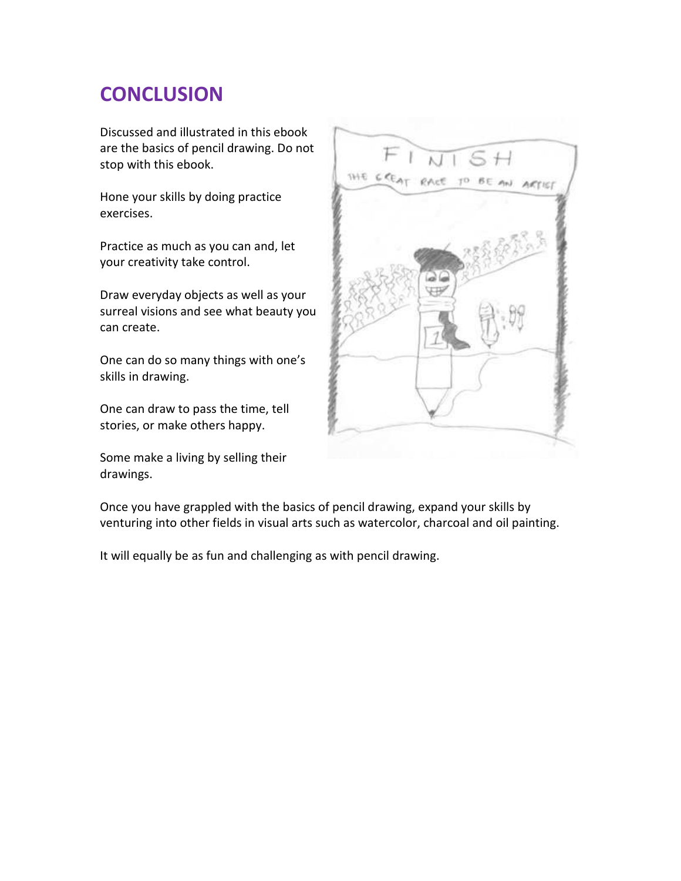# CONCLUSION

Discussed and illustrated in this ebook are the basics of pencil drawing. Do not stop with this ebook.

Hone your skills by doing practice exercises.

Practice as much as you can and, let your creativity take control.

Draw everyday objects as well as your surreal visions and see what beauty you can create.

One can do so many things with one's skills in drawing.

One can draw to pass the time, tell stories, or make others happy.

Some make a living by selling their drawings.

Once you have grappled with the basics of pencil drawing, expand your skills by venturing into other fields in visual arts such as watercolor, charcoal and oil painting.

It will equally be as fun and challenging as with pencil drawing.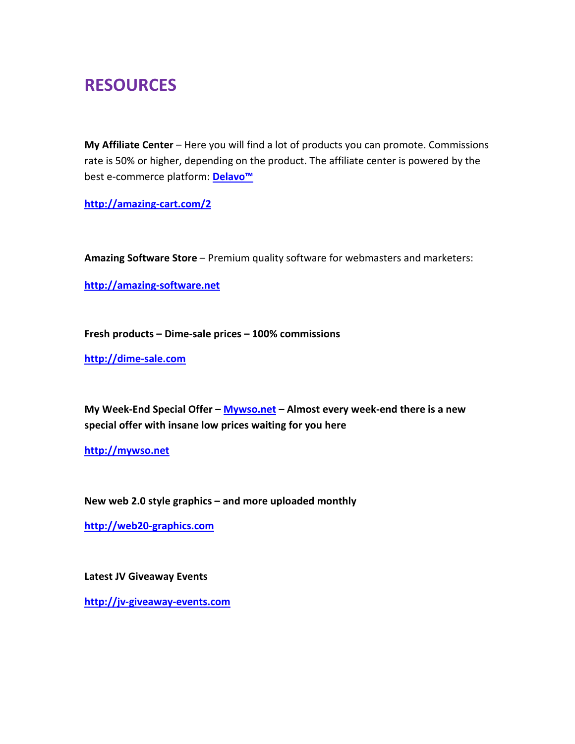# RESOURCES

**My Affiliate Center** – Here you will find a lot of products you can promote. Commissions rate is 50% or higher, depending on the product. The affiliate center is powered by the best e-commerce platform: **Delavo™**

**http://amazing-cart.com/2**

**Amazing Software Store** – Premium quality software for webmasters and marketers:

**http://amazing-software.net**

**Fresh products – Dime-sale prices – 100% commissions**

**http://dime-sale.com**

**My Week-End Special Offer – Mywso.net – Almost every week-end there is a new special offer with insane low prices waiting for you here**

**http://mywso.net**

**New web 2.0 style graphics – and more uploaded monthly**

**http://web20-graphics.com**

**Latest JV Giveaway Events**

**http://jv-giveaway-events.com**